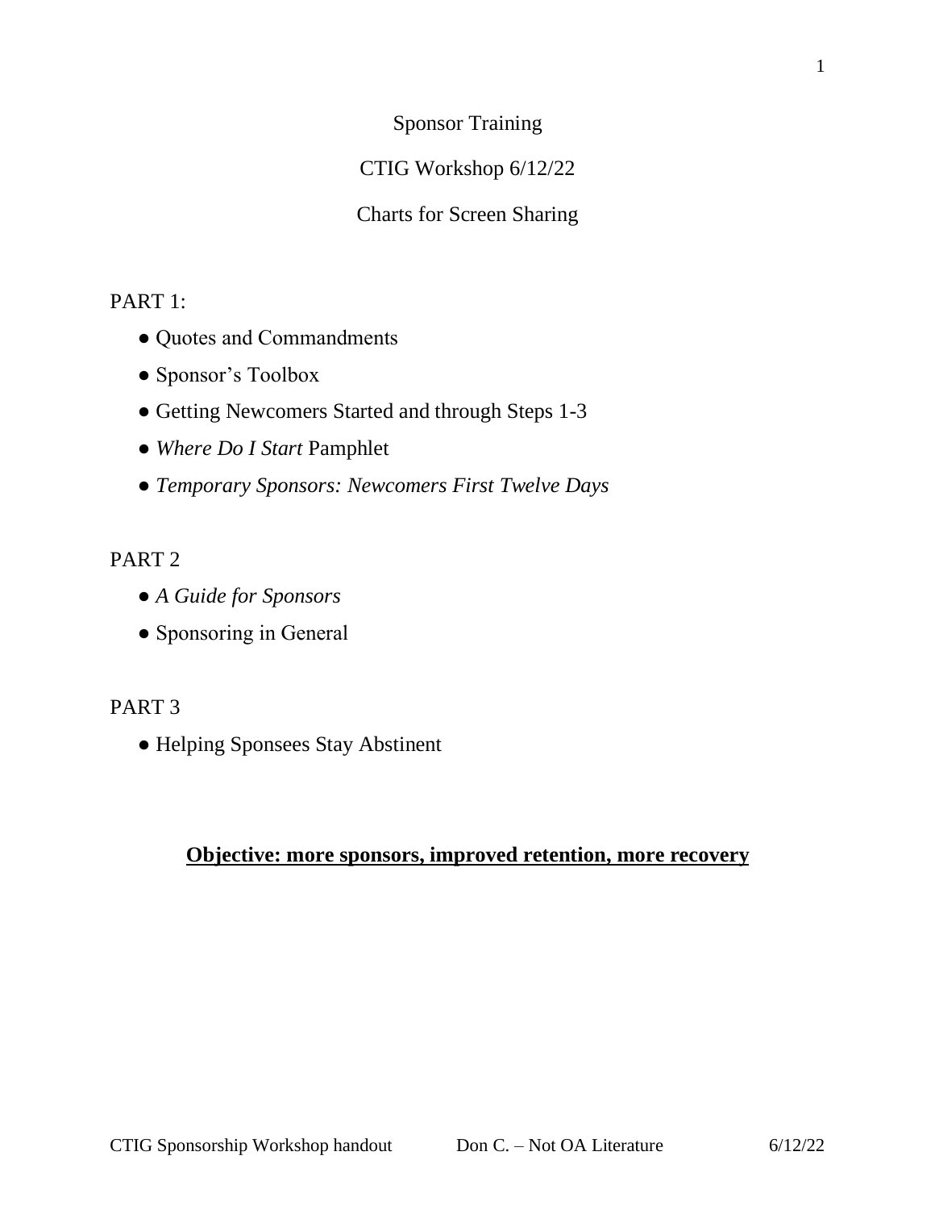# Sponsor Training

## CTIG Workshop 6/12/22

## Charts for Screen Sharing

PART 1:

- Quotes and Commandments
- Sponsor's Toolbox
- Getting Newcomers Started and through Steps 1-3
- *Where Do I Start* Pamphlet
- *Temporary Sponsors: Newcomers First Twelve Days*

PART 2

- *A Guide for Sponsors*
- Sponsoring in General

PART 3

- Helping Sponsees Stay Abstinent

**Objective: more sponsors, improved retention, more recovery**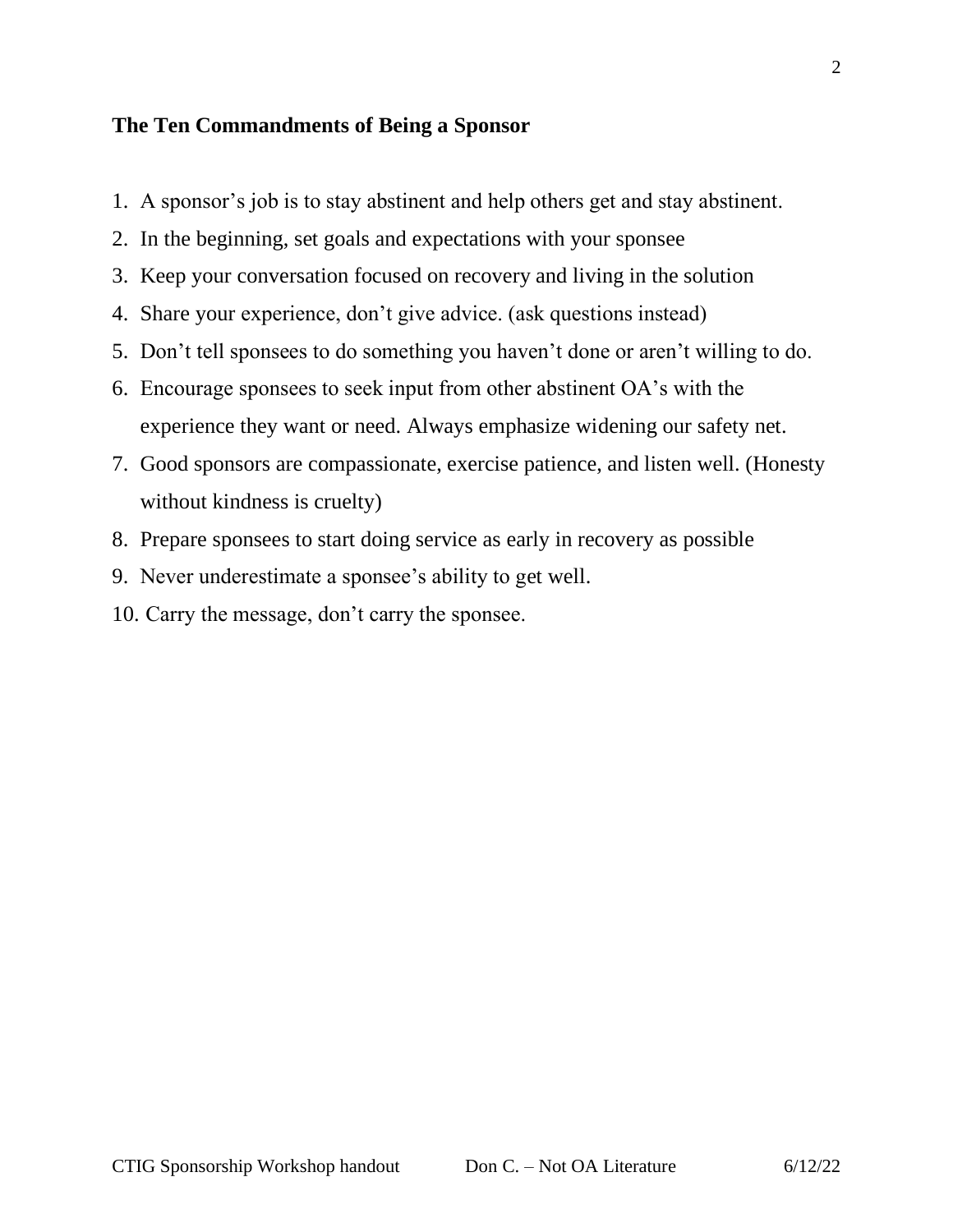**The Ten Commandments of Being a Sponsor**

1. A sponsor's job is to stay abstinent and help others get and stay abstinent.
2. In the beginning, set goals and expectations with your sponsee
3. Keep your conversation focused on recovery and living in the solution
4. Share your experience, don't give advice. (ask questions instead)
5. Don't tell sponsees to do something you haven't done or aren't willing to do.
6. Encourage sponsees to seek input from other abstinent OA's with the experience they want or need. Always emphasize widening our safety net.
7. Good sponsors are compassionate, exercise patience, and listen well. (Honesty without kindness is cruelty)
8. Prepare sponsees to start doing service as early in recovery as possible
9. Never underestimate a sponsee's ability to get well.
10. Carry the message, don't carry the sponsee.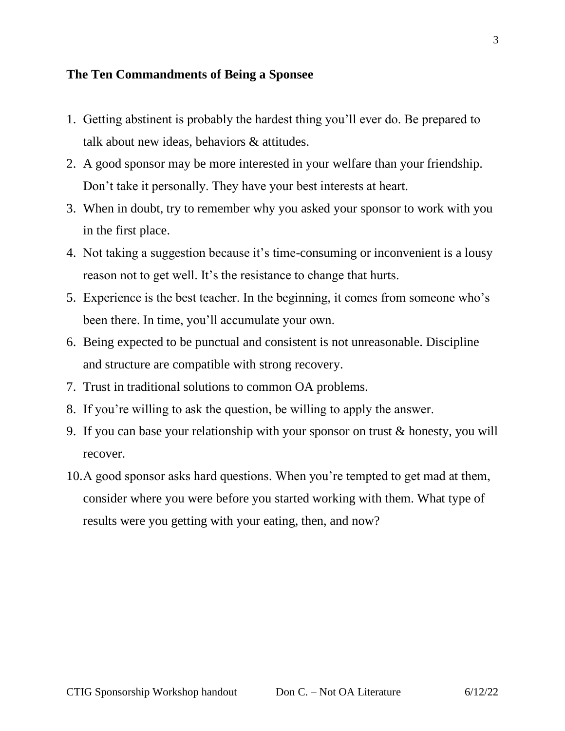### The Ten Commandments of Being a Sponsee

1. Getting abstinent is probably the hardest thing you'll ever do. Be prepared to talk about new ideas, behaviors & attitudes.
2. A good sponsor may be more interested in your welfare than your friendship. Don't take it personally. They have your best interests at heart.
3. When in doubt, try to remember why you asked your sponsor to work with you in the first place.
4. Not taking a suggestion because it's time-consuming or inconvenient is a lousy reason not to get well. It's the resistance to change that hurts.
5. Experience is the best teacher. In the beginning, it comes from someone who's been there. In time, you'll accumulate your own.
6. Being expected to be punctual and consistent is not unreasonable. Discipline and structure are compatible with strong recovery.
7. Trust in traditional solutions to common OA problems.
8. If you're willing to ask the question, be willing to apply the answer.
9. If you can base your relationship with your sponsor on trust & honesty, you will recover.
10. A good sponsor asks hard questions. When you're tempted to get mad at them, consider where you were before you started working with them. What type of results were you getting with your eating, then, and now?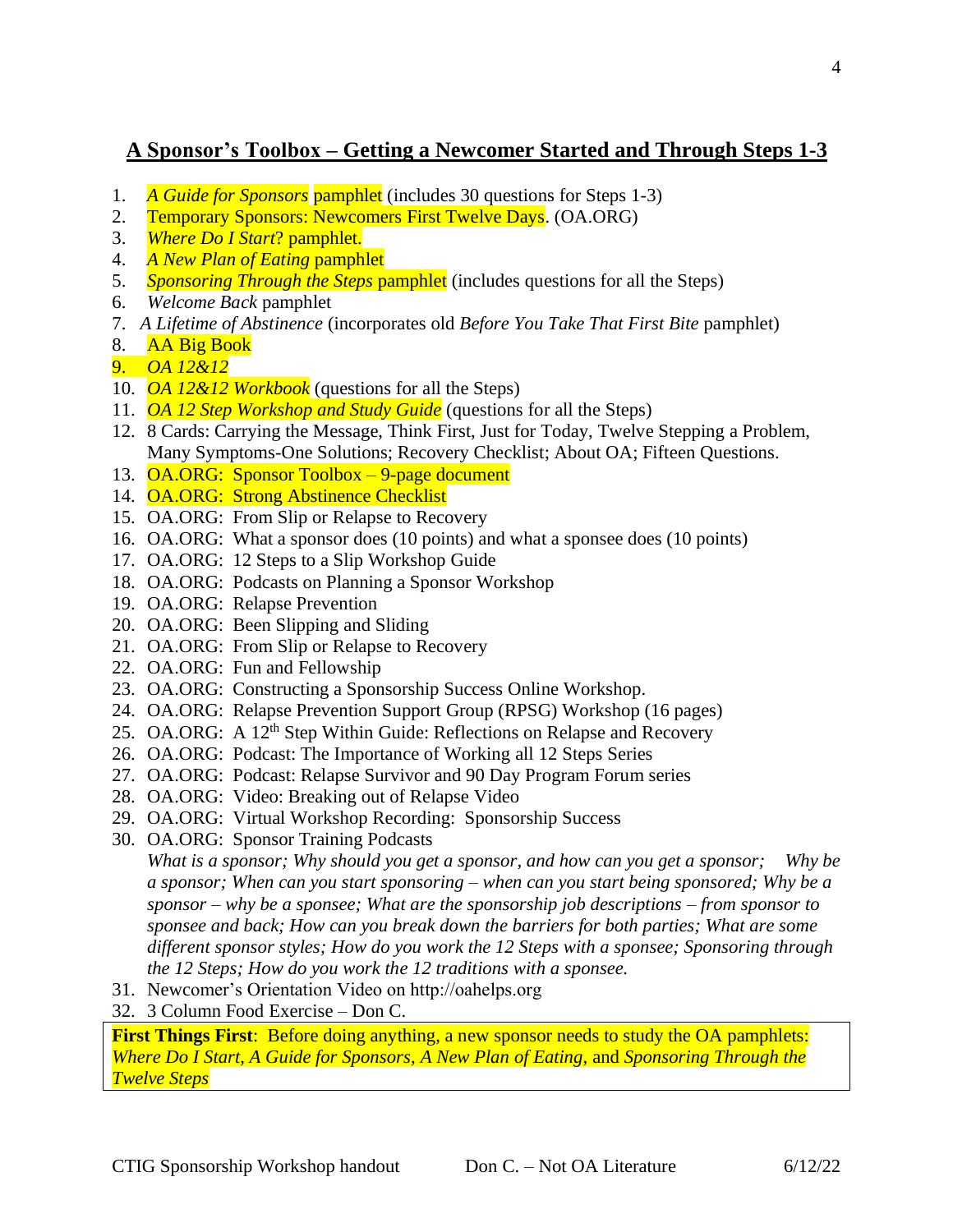## A Sponsor's Toolbox – Getting a Newcomer Started and Through Steps 1-3

1. *A Guide for Sponsors* pamphlet (includes 30 questions for Steps 1-3)
2. Temporary Sponsors: Newcomers First Twelve Days. (OA.ORG)
3. *Where Do I Start*? pamphlet.
4. *A New Plan of Eating* pamphlet
5. *Sponsoring Through the Steps* pamphlet (includes questions for all the Steps)
6. *Welcome Back* pamphlet
7. *A Lifetime of Abstinence* (incorporates old *Before You Take That First Bite* pamphlet)
8. AA Big Book
9. *OA 12&12*
10. *OA 12&12 Workbook* (questions for all the Steps)
11. *OA 12 Step Workshop and Study Guide* (questions for all the Steps)
12. 8 Cards: Carrying the Message, Think First, Just for Today, Twelve Stepping a Problem, Many Symptoms-One Solutions; Recovery Checklist; About OA; Fifteen Questions.
13. OA.ORG: Sponsor Toolbox – 9-page document
14. OA.ORG: Strong Abstinence Checklist
15. OA.ORG: From Slip or Relapse to Recovery
16. OA.ORG: What a sponsor does (10 points) and what a sponsee does (10 points)
17. OA.ORG: 12 Steps to a Slip Workshop Guide
18. OA.ORG: Podcasts on Planning a Sponsor Workshop
19. OA.ORG: Relapse Prevention
20. OA.ORG: Been Slipping and Sliding
21. OA.ORG: From Slip or Relapse to Recovery
22. OA.ORG: Fun and Fellowship
23. OA.ORG: Constructing a Sponsorship Success Online Workshop.
24. OA.ORG: Relapse Prevention Support Group (RPSG) Workshop (16 pages)
25. OA.ORG: A 12th Step Within Guide: Reflections on Relapse and Recovery
26. OA.ORG: Podcast: The Importance of Working all 12 Steps Series
27. OA.ORG: Podcast: Relapse Survivor and 90 Day Program Forum series
28. OA.ORG: Video: Breaking out of Relapse Video
29. OA.ORG: Virtual Workshop Recording: Sponsorship Success
30. OA.ORG: Sponsor Training Podcasts
    *What is a sponsor; Why should you get a sponsor, and how can you get a sponsor; Why be a sponsor; When can you start sponsoring – when can you start being sponsored; Why be a sponsor – why be a sponsee; What are the sponsorship job descriptions – from sponsor to sponsee and back; How can you break down the barriers for both parties; What are some different sponsor styles; How do you work the 12 Steps with a sponsee; Sponsoring through the 12 Steps; How do you work the 12 traditions with a sponsee.*
31. Newcomer's Orientation Video on http://oahelps.org
32. 3 Column Food Exercise – Don C.

**First Things First**: Before doing anything, a new sponsor needs to study the OA pamphlets: *Where Do I Start, A Guide for Sponsors, A New Plan of Eating,* and *Sponsoring Through the Twelve Steps*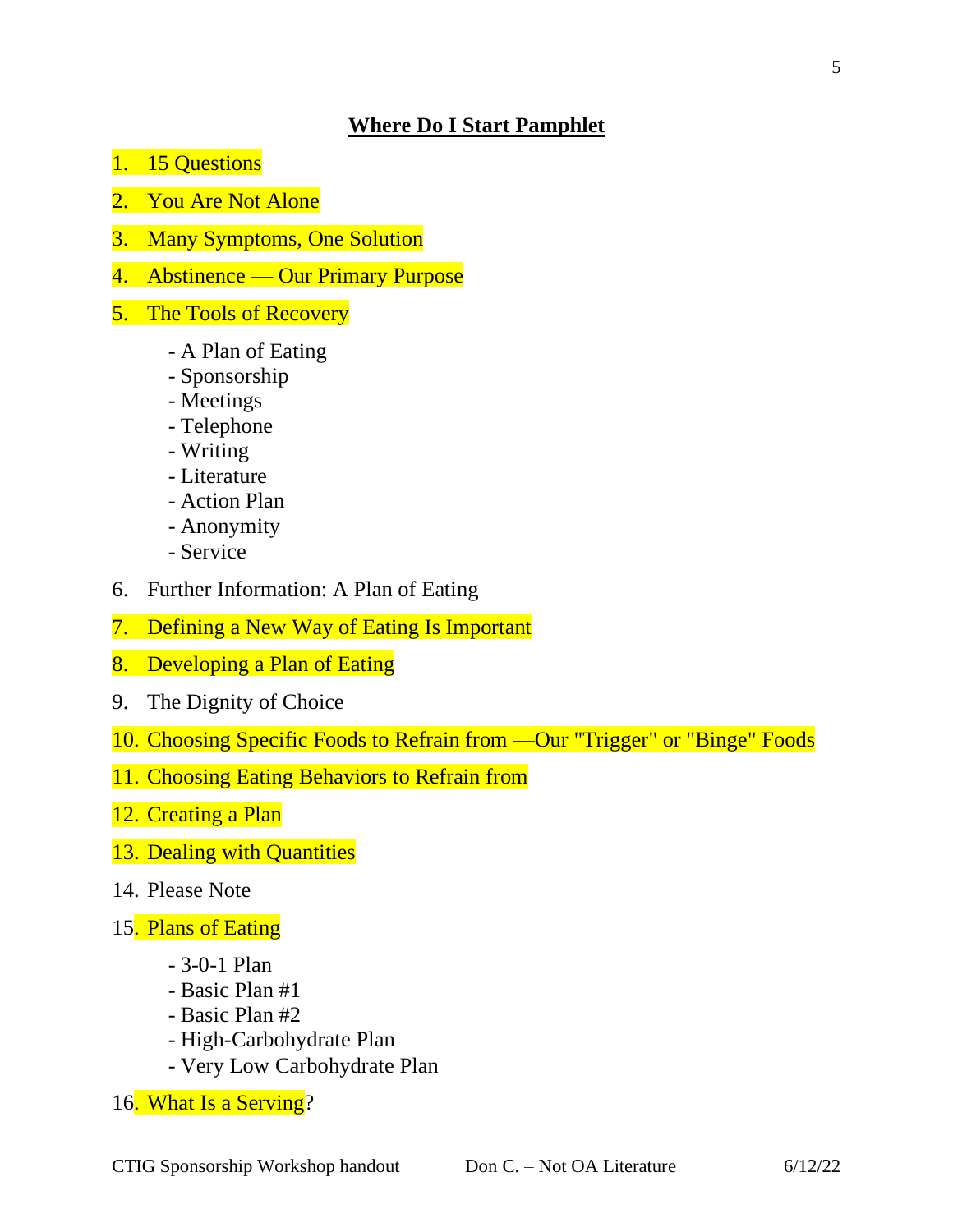## **Where Do I Start Pamphlet**

1. 15 Questions
2. You Are Not Alone
3. Many Symptoms, One Solution
4. Abstinence — Our Primary Purpose
5. The Tools of Recovery
   - A Plan of Eating
   - Sponsorship
   - Meetings
   - Telephone
   - Writing
   - Literature
   - Action Plan
   - Anonymity
   - Service
6. Further Information: A Plan of Eating
7. Defining a New Way of Eating Is Important
8. Developing a Plan of Eating
9. The Dignity of Choice
10. Choosing Specific Foods to Refrain from —Our "Trigger" or "Binge" Foods
11. Choosing Eating Behaviors to Refrain from
12. Creating a Plan
13. Dealing with Quantities
14. Please Note
15. Plans of Eating
    - 3-0-1 Plan
    - Basic Plan #1
    - Basic Plan #2
    - High-Carbohydrate Plan
    - Very Low Carbohydrate Plan
16. What Is a Serving?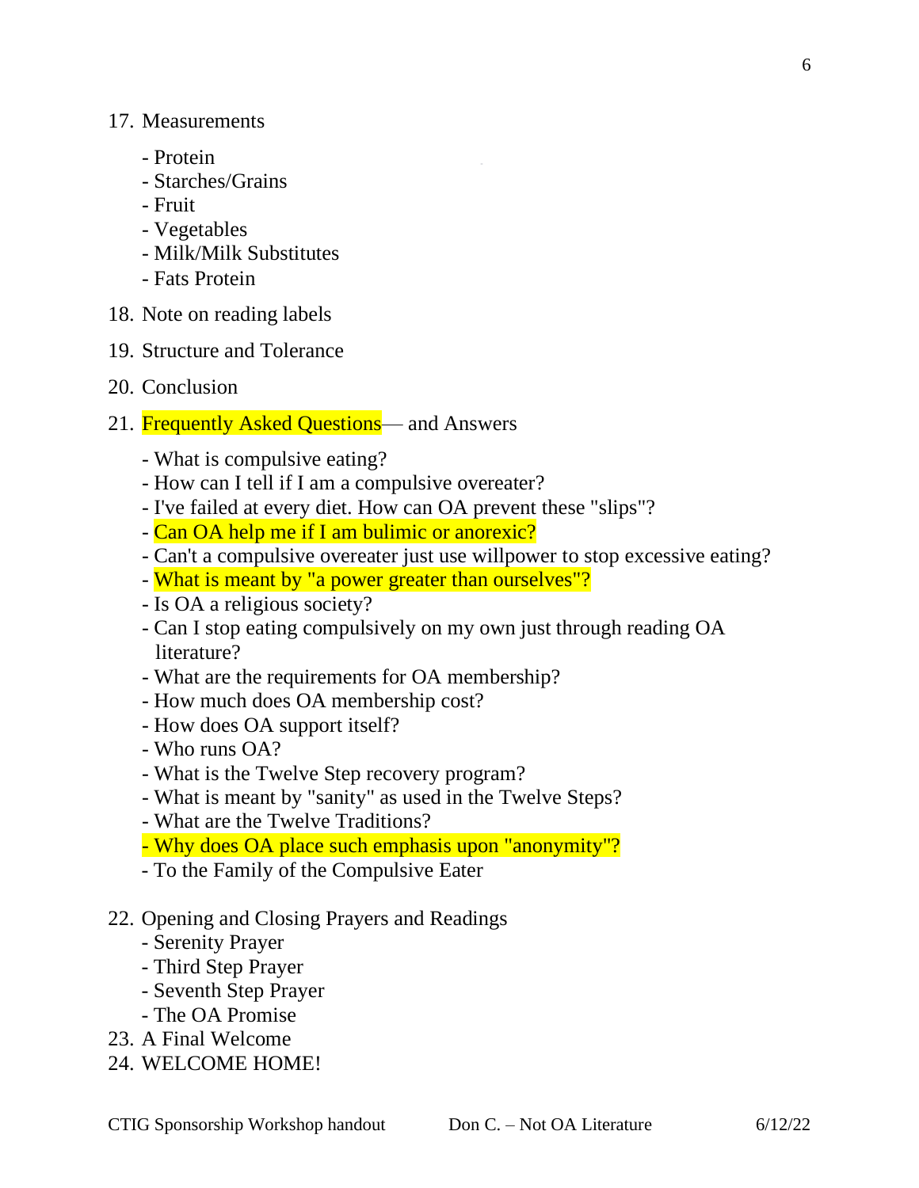17. Measurements
    - Protein
    - Starches/Grains
    - Fruit
    - Vegetables
    - Milk/Milk Substitutes
    - Fats Protein
18. Note on reading labels
19. Structure and Tolerance
20. Conclusion
21. Frequently Asked Questions— and Answers
    - What is compulsive eating?
    - How can I tell if I am a compulsive overeater?
    - I've failed at every diet. How can OA prevent these "slips"?
    - Can OA help me if I am bulimic or anorexic?
    - Can't a compulsive overeater just use willpower to stop excessive eating?
    - What is meant by "a power greater than ourselves"?
    - Is OA a religious society?
    - Can I stop eating compulsively on my own just through reading OA literature?
    - What are the requirements for OA membership?
    - How much does OA membership cost?
    - How does OA support itself?
    - Who runs OA?
    - What is the Twelve Step recovery program?
    - What is meant by "sanity" as used in the Twelve Steps?
    - What are the Twelve Traditions?
    - Why does OA place such emphasis upon "anonymity"?
    - To the Family of the Compulsive Eater
22. Opening and Closing Prayers and Readings
    - Serenity Prayer
    - Third Step Prayer
    - Seventh Step Prayer
    - The OA Promise
23. A Final Welcome
24. WELCOME HOME!

CTIG Sponsorship Workshop handout Don C. – Not OA Literature 6/12/22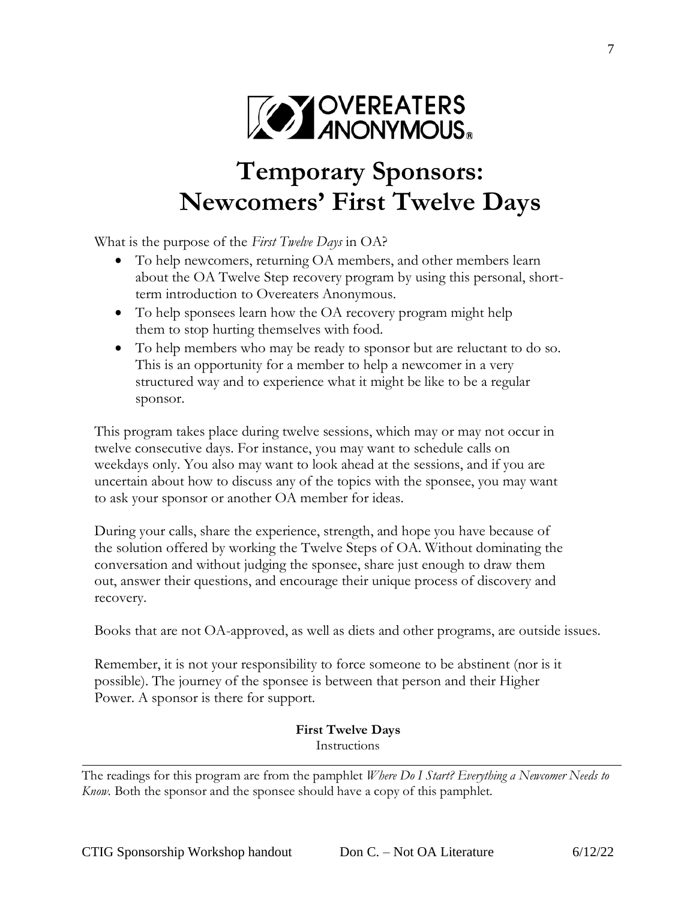OVEREATERS ANONYMOUS®

# Temporary Sponsors: Newcomers' First Twelve Days

What is the purpose of the *First Twelve Days* in OA?

- To help newcomers, returning OA members, and other members learn about the OA Twelve Step recovery program by using this personal, short-term introduction to Overeaters Anonymous.
- To help sponsees learn how the OA recovery program might help them to stop hurting themselves with food.
- To help members who may be ready to sponsor but are reluctant to do so. This is an opportunity for a member to help a newcomer in a very structured way and to experience what it might be like to be a regular sponsor.

This program takes place during twelve sessions, which may or may not occur in twelve consecutive days. For instance, you may want to schedule calls on weekdays only. You also may want to look ahead at the sessions, and if you are uncertain about how to discuss any of the topics with the sponsee, you may want to ask your sponsor or another OA member for ideas.

During your calls, share the experience, strength, and hope you have because of the solution offered by working the Twelve Steps of OA. Without dominating the conversation and without judging the sponsee, share just enough to draw them out, answer their questions, and encourage their unique process of discovery and recovery.

Books that are not OA-approved, as well as diets and other programs, are outside issues.

Remember, it is not your responsibility to force someone to be abstinent (nor is it possible). The journey of the sponsee is between that person and their Higher Power. A sponsor is there for support.

**First Twelve Days**
Instructions

---

The readings for this program are from the pamphlet *Where Do I Start? Everything a Newcomer Needs to Know.* Both the sponsor and the sponsee should have a copy of this pamphlet.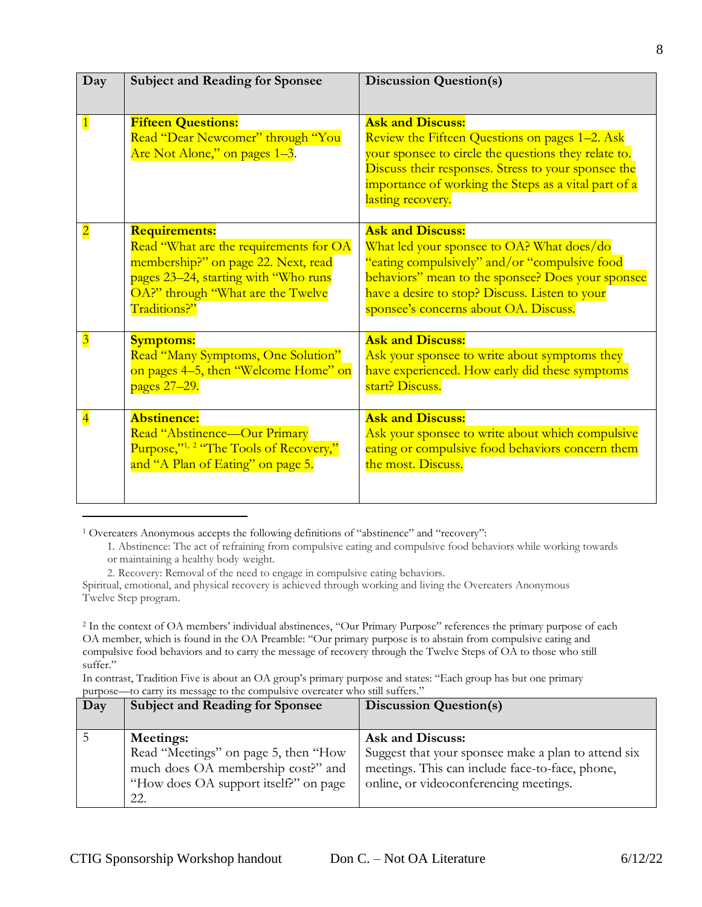| Day | Subject and Reading for Sponsee | Discussion Question(s) |
|---|---|---|
| 1 | **Fifteen Questions:** Read "Dear Newcomer" through "You Are Not Alone," on pages 1–3. | **Ask and Discuss:** Review the Fifteen Questions on pages 1–2. Ask your sponsee to circle the questions they relate to. Discuss their responses. Stress to your sponsee the importance of working the Steps as a vital part of a lasting recovery. |
| 2 | **Requirements:** Read "What are the requirements for OA membership?" on page 22. Next, read pages 23–24, starting with "Who runs OA?" through "What are the Twelve Traditions?" | **Ask and Discuss:** What led your sponsee to OA? What does/do "eating compulsively" and/or "compulsive food behaviors" mean to the sponsee? Does your sponsee have a desire to stop? Discuss. Listen to your sponsee's concerns about OA. Discuss. |
| 3 | **Symptoms:** Read "Many Symptoms, One Solution" on pages 4–5, then "Welcome Home" on pages 27–29. | **Ask and Discuss:** Ask your sponsee to write about symptoms they have experienced. How early did these symptoms start? Discuss. |
| 4 | **Abstinence:** Read "Abstinence—Our Primary Purpose,"[1, 2] "The Tools of Recovery," and "A Plan of Eating" on page 5. | **Ask and Discuss:** Ask your sponsee to write about which compulsive eating or compulsive food behaviors concern them the most. Discuss. |
| 5 | **Meetings:** Read "Meetings" on page 5, then "How much does OA membership cost?" and "How does OA support itself?" on page 22. | **Ask and Discuss:** Suggest that your sponsee make a plan to attend six meetings. This can include face-to-face, phone, online, or videoconferencing meetings. |

---

[1] Overeaters Anonymous accepts the following definitions of "abstinence" and "recovery":

1. Abstinence: The act of refraining from compulsive eating and compulsive food behaviors while working towards or maintaining a healthy body weight.
2. Recovery: Removal of the need to engage in compulsive eating behaviors.

Spiritual, emotional, and physical recovery is achieved through working and living the Overeaters Anonymous Twelve Step program.

[2] In the context of OA members' individual abstinences, "Our Primary Purpose" references the primary purpose of each OA member, which is found in the OA Preamble: "Our primary purpose is to abstain from compulsive eating and compulsive food behaviors and to carry the message of recovery through the Twelve Steps of OA to those who still suffer."

In contrast, Tradition Five is about an OA group's primary purpose and states: "Each group has but one primary purpose—to carry its message to the compulsive overeater who still suffers."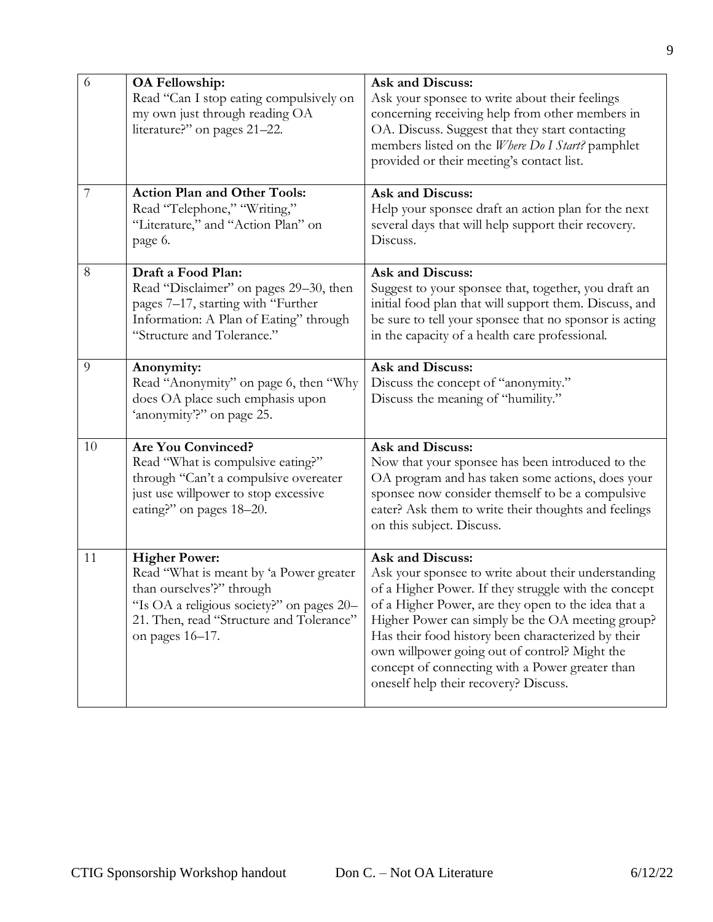| | | |
|---|---|---|
| 6 | **OA Fellowship:** Read "Can I stop eating compulsively on my own just through reading OA literature?" on pages 21–22. | **Ask and Discuss:** Ask your sponsee to write about their feelings concerning receiving help from other members in OA. Discuss. Suggest that they start contacting members listed on the *Where Do I Start?* pamphlet provided or their meeting's contact list. |
| 7 | **Action Plan and Other Tools:** Read "Telephone," "Writing," "Literature," and "Action Plan" on page 6. | **Ask and Discuss:** Help your sponsee draft an action plan for the next several days that will help support their recovery. Discuss. |
| 8 | **Draft a Food Plan:** Read "Disclaimer" on pages 29–30, then pages 7–17, starting with "Further Information: A Plan of Eating" through "Structure and Tolerance." | **Ask and Discuss:** Suggest to your sponsee that, together, you draft an initial food plan that will support them. Discuss, and be sure to tell your sponsee that no sponsor is acting in the capacity of a health care professional. |
| 9 | **Anonymity:** Read "Anonymity" on page 6, then "Why does OA place such emphasis upon 'anonymity'?" on page 25. | **Ask and Discuss:** Discuss the concept of "anonymity." Discuss the meaning of "humility." |
| 10 | **Are You Convinced?** Read "What is compulsive eating?" through "Can't a compulsive overeater just use willpower to stop excessive eating?" on pages 18–20. | **Ask and Discuss:** Now that your sponsee has been introduced to the OA program and has taken some actions, does your sponsee now consider themself to be a compulsive eater? Ask them to write their thoughts and feelings on this subject. Discuss. |
| 11 | **Higher Power:** Read "What is meant by 'a Power greater than ourselves'?" through "Is OA a religious society?" on pages 20–21. Then, read "Structure and Tolerance" on pages 16–17. | **Ask and Discuss:** Ask your sponsee to write about their understanding of a Higher Power. If they struggle with the concept of a Higher Power, are they open to the idea that a Higher Power can simply be the OA meeting group? Has their food history been characterized by their own willpower going out of control? Might the concept of connecting with a Power greater than oneself help their recovery? Discuss. |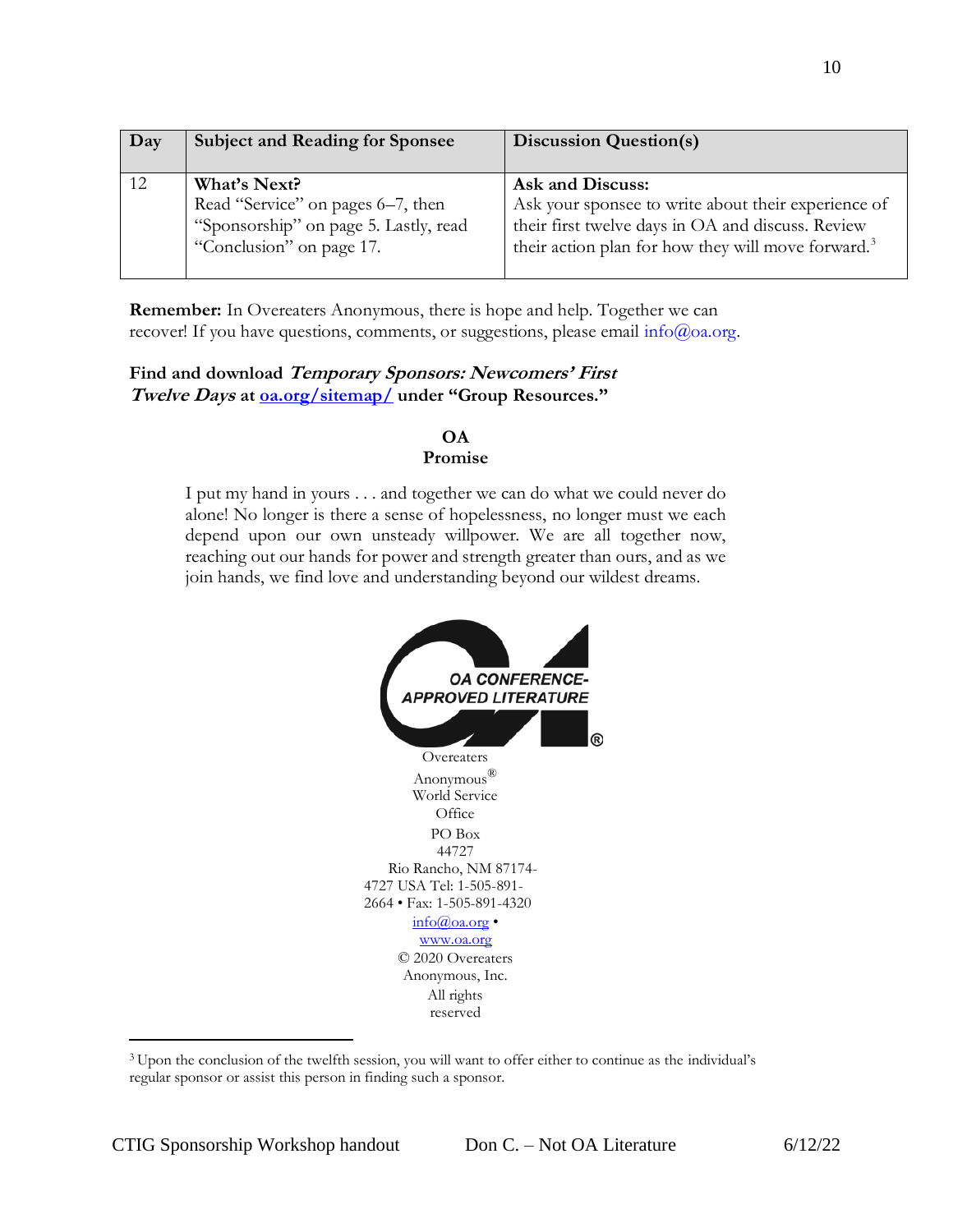| Day | Subject and Reading for Sponsee | Discussion Question(s) |
|---|---|---|
| 12 | **What's Next?** Read "Service" on pages 6–7, then "Sponsorship" on page 5. Lastly, read "Conclusion" on page 17. | **Ask and Discuss:** Ask your sponsee to write about their experience of their first twelve days in OA and discuss. Review their action plan for how they will move forward.[3] |

**Remember:** In Overeaters Anonymous, there is hope and help. Together we can recover! If you have questions, comments, or suggestions, please email info@oa.org.

**Find and download *Temporary Sponsors: Newcomers' First Twelve Days* at oa.org/sitemap/ under "Group Resources."**

**OA Promise**

I put my hand in yours . . . and together we can do what we could never do alone! No longer is there a sense of hopelessness, no longer must we each depend upon our own unsteady willpower. We are all together now, reaching out our hands for power and strength greater than ours, and as we join hands, we find love and understanding beyond our wildest dreams.

OA CONFERENCE-APPROVED LITERATURE

Overeaters Anonymous® World Service Office
PO Box 44727
Rio Rancho, NM 87174-4727 USA Tel: 1-505-891-2664 • Fax: 1-505-891-4320
info@oa.org • www.oa.org
© 2020 Overeaters Anonymous, Inc.
All rights reserved

---

[3] Upon the conclusion of the twelfth session, you will want to offer either to continue as the individual's regular sponsor or assist this person in finding such a sponsor.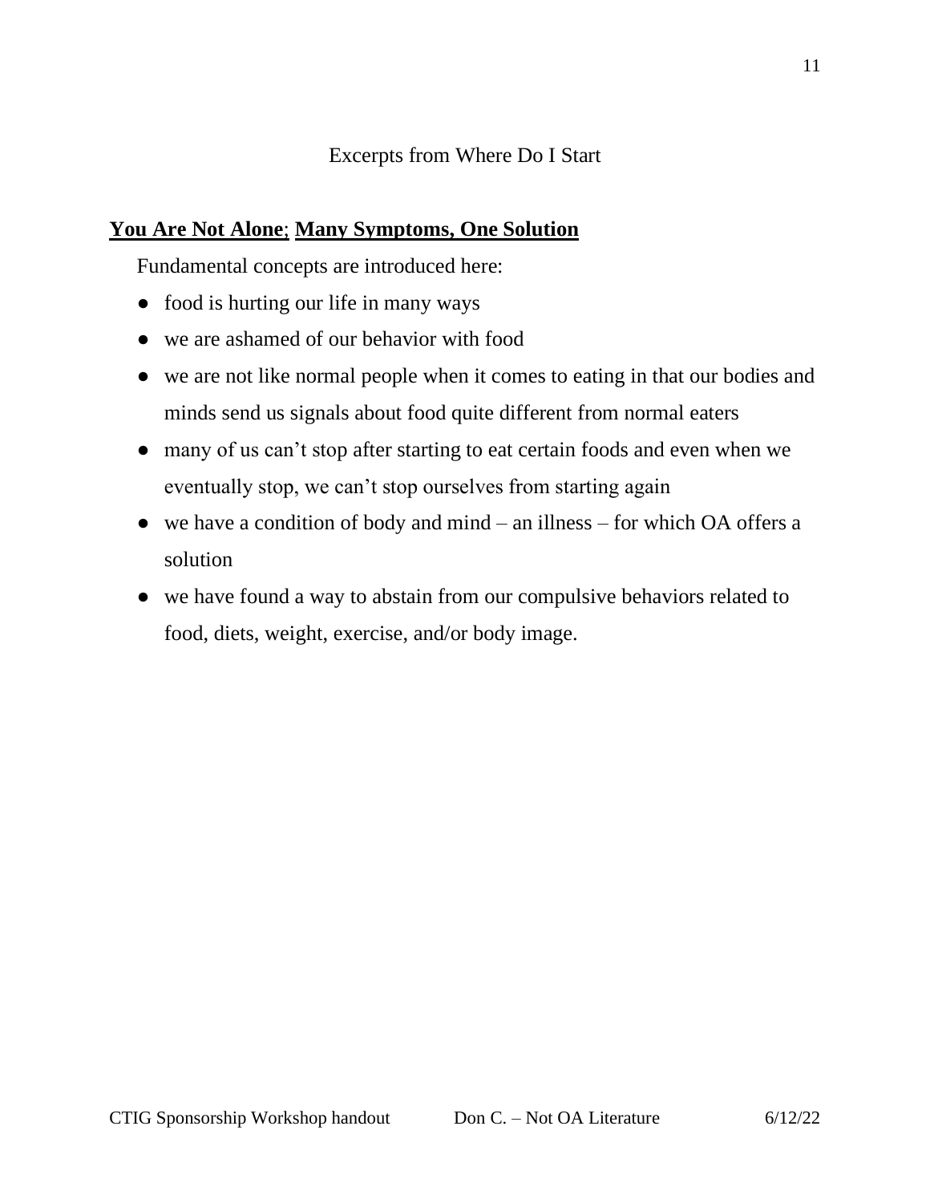Excerpts from Where Do I Start

**You Are Not Alone**; **Many Symptoms, One Solution**

Fundamental concepts are introduced here:

- food is hurting our life in many ways
- we are ashamed of our behavior with food
- we are not like normal people when it comes to eating in that our bodies and minds send us signals about food quite different from normal eaters
- many of us can't stop after starting to eat certain foods and even when we eventually stop, we can't stop ourselves from starting again
- we have a condition of body and mind – an illness – for which OA offers a solution
- we have found a way to abstain from our compulsive behaviors related to food, diets, weight, exercise, and/or body image.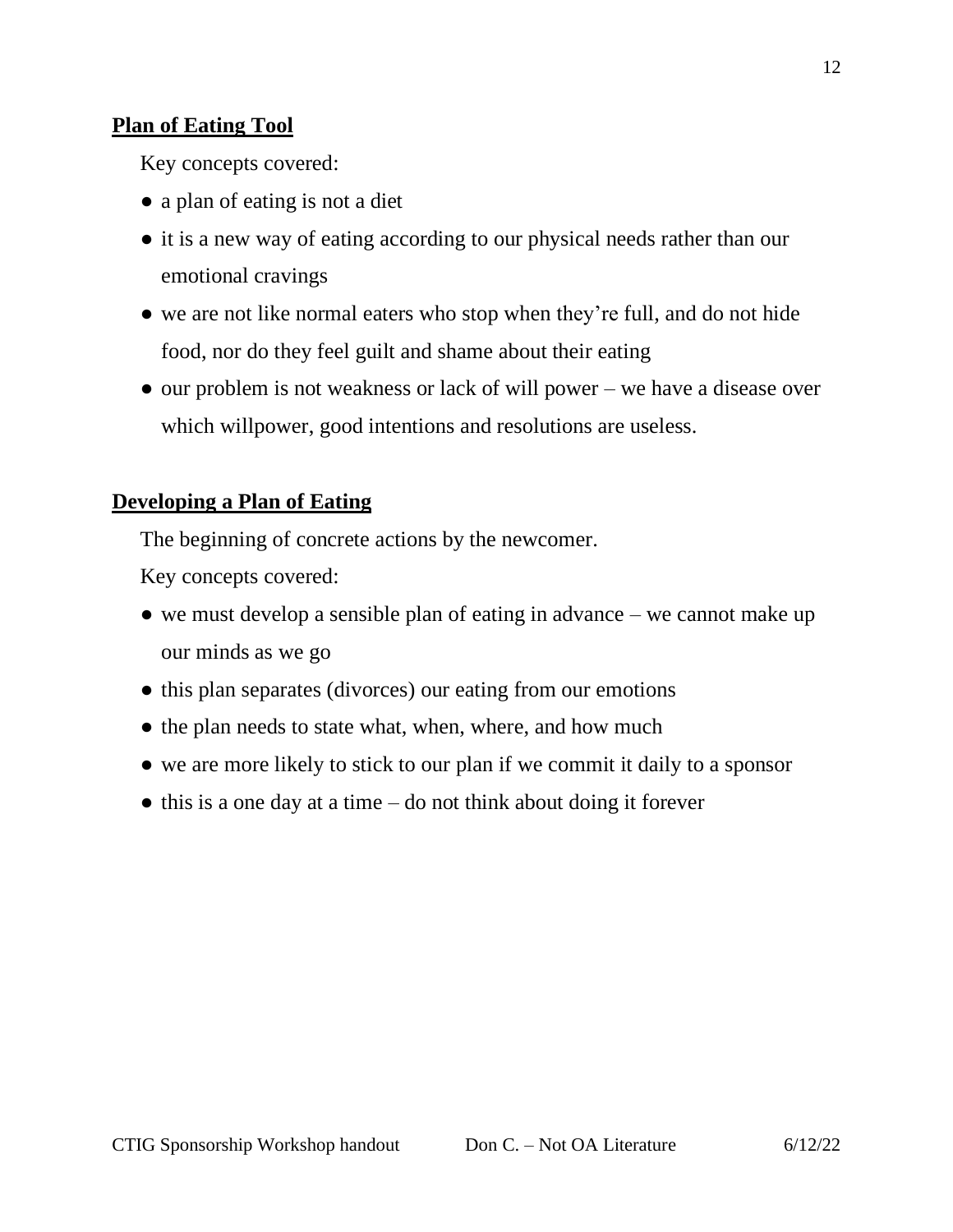## Plan of Eating Tool

Key concepts covered:

- a plan of eating is not a diet
- it is a new way of eating according to our physical needs rather than our emotional cravings
- we are not like normal eaters who stop when they're full, and do not hide food, nor do they feel guilt and shame about their eating
- our problem is not weakness or lack of will power – we have a disease over which willpower, good intentions and resolutions are useless.

## Developing a Plan of Eating

The beginning of concrete actions by the newcomer.

Key concepts covered:

- we must develop a sensible plan of eating in advance – we cannot make up our minds as we go
- this plan separates (divorces) our eating from our emotions
- the plan needs to state what, when, where, and how much
- we are more likely to stick to our plan if we commit it daily to a sponsor
- this is a one day at a time – do not think about doing it forever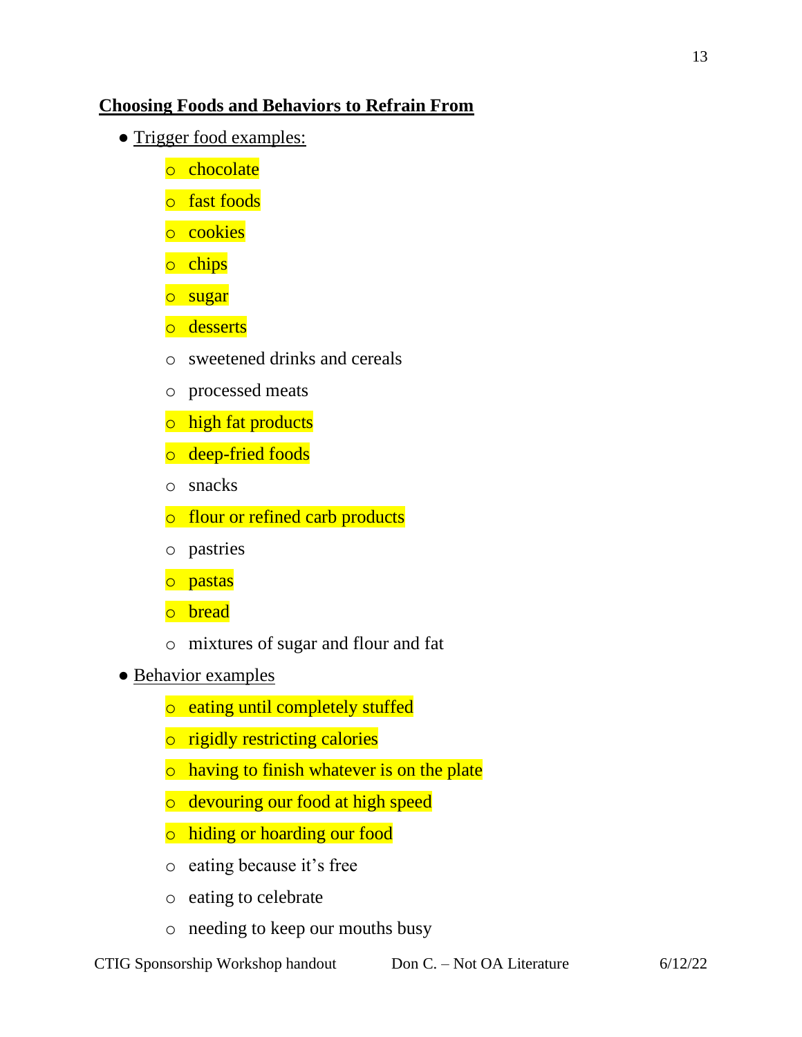## Choosing Foods and Behaviors to Refrain From

- Trigger food examples:
    - chocolate
    - fast foods
    - cookies
    - chips
    - sugar
    - desserts
    - sweetened drinks and cereals
    - processed meats
    - high fat products
    - deep-fried foods
    - snacks
    - flour or refined carb products
    - pastries
    - pastas
    - bread
    - mixtures of sugar and flour and fat
- Behavior examples
    - eating until completely stuffed
    - rigidly restricting calories
    - having to finish whatever is on the plate
    - devouring our food at high speed
    - hiding or hoarding our food
    - eating because it's free
    - eating to celebrate
    - needing to keep our mouths busy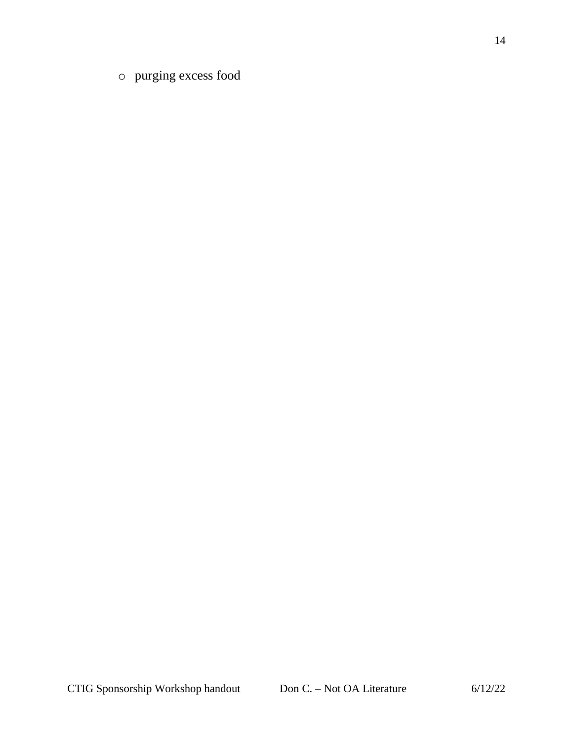- purging excess food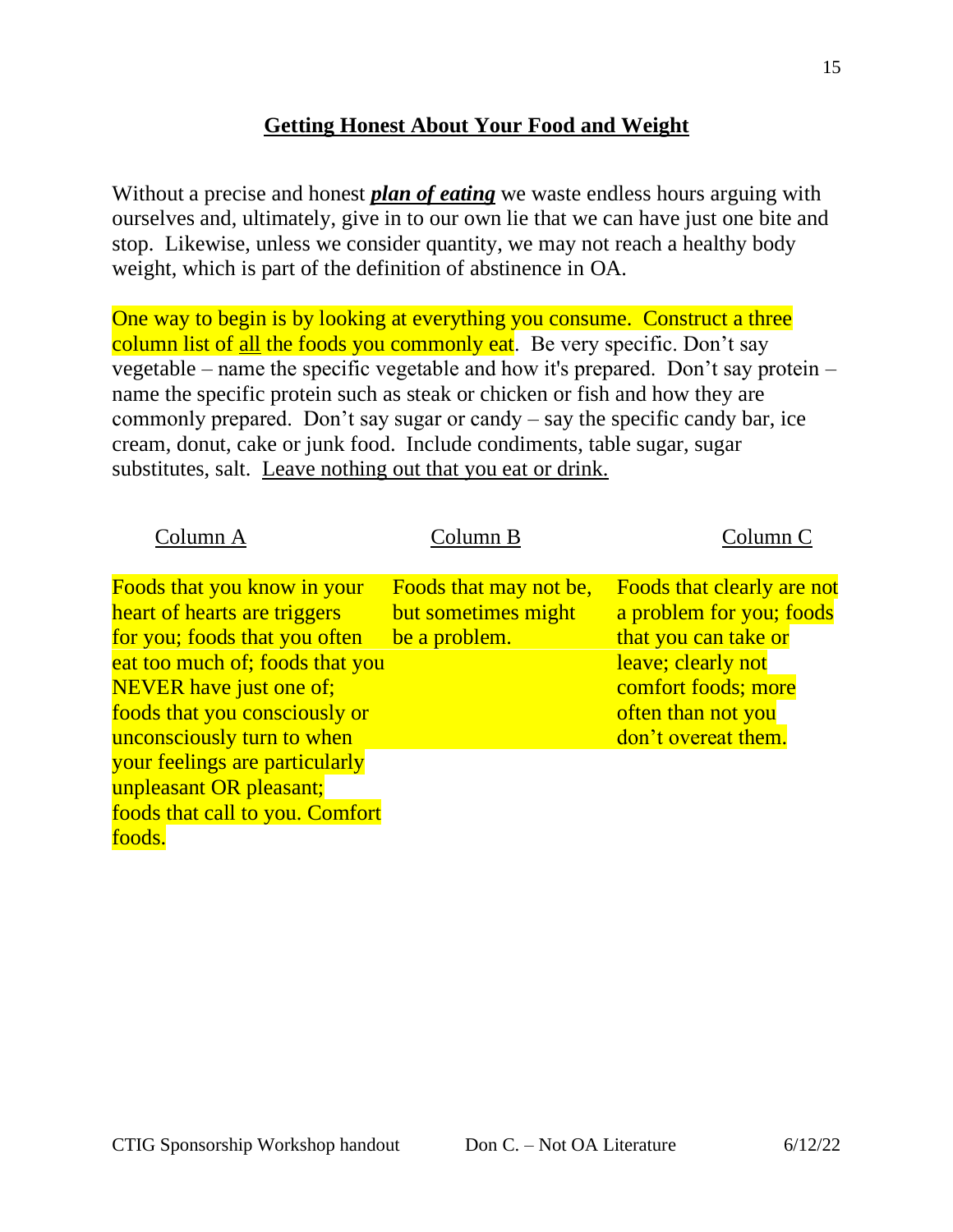## Getting Honest About Your Food and Weight

Without a precise and honest ***plan of eating*** we waste endless hours arguing with ourselves and, ultimately, give in to our own lie that we can have just one bite and stop. Likewise, unless we consider quantity, we may not reach a healthy body weight, which is part of the definition of abstinence in OA.

One way to begin is by looking at everything you consume. Construct a three column list of all the foods you commonly eat. Be very specific. Don't say vegetable – name the specific vegetable and how it's prepared. Don't say protein – name the specific protein such as steak or chicken or fish and how they are commonly prepared. Don't say sugar or candy – say the specific candy bar, ice cream, donut, cake or junk food. Include condiments, table sugar, sugar substitutes, salt. Leave nothing out that you eat or drink.

| Column A | Column B | Column C |
|---|---|---|
| Foods that you know in your heart of hearts are triggers for you; foods that you often eat too much of; foods that you NEVER have just one of; foods that you consciously or unconsciously turn to when your feelings are particularly unpleasant OR pleasant; foods that call to you. Comfort foods. | Foods that may not be, but sometimes might be a problem. | Foods that clearly are not a problem for you; foods that you can take or leave; clearly not comfort foods; more often than not you don't overeat them. |

CTIG Sponsorship Workshop handout Don C. – Not OA Literature 6/12/22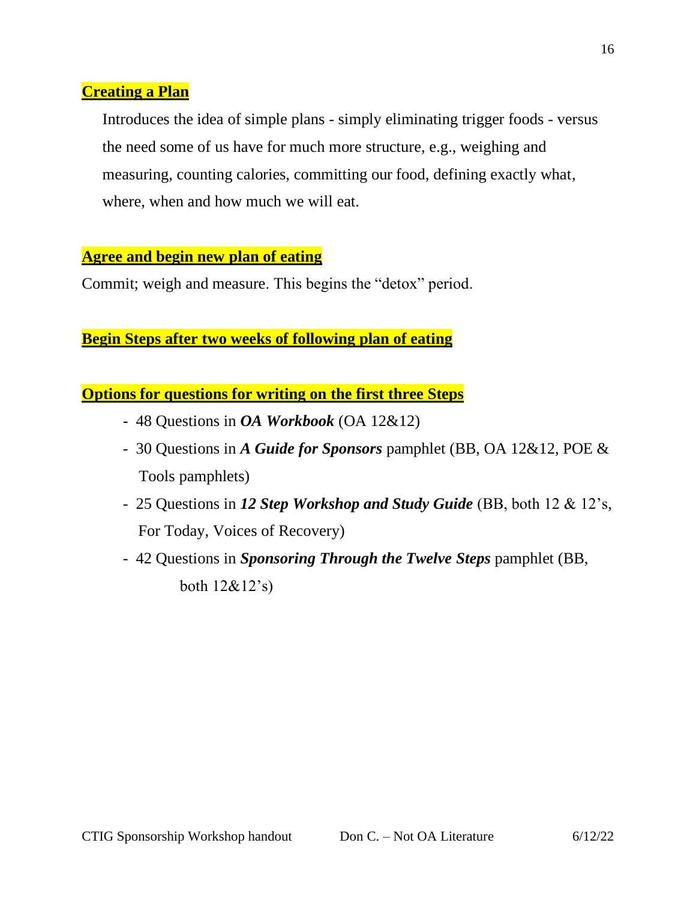**Creating a Plan**

Introduces the idea of simple plans - simply eliminating trigger foods - versus the need some of us have for much more structure, e.g., weighing and measuring, counting calories, committing our food, defining exactly what, where, when and how much we will eat.

**Agree and begin new plan of eating**

Commit; weigh and measure. This begins the "detox" period.

**Begin Steps after two weeks of following plan of eating**

**Options for questions for writing on the first three Steps**

- 48 Questions in ***OA Workbook*** (OA 12&12)
- 30 Questions in ***A Guide for Sponsors*** pamphlet (BB, OA 12&12, POE & Tools pamphlets)
- 25 Questions in ***12 Step Workshop and Study Guide*** (BB, both 12 & 12's, For Today, Voices of Recovery)
- 42 Questions in ***Sponsoring Through the Twelve Steps*** pamphlet (BB, both 12&12's)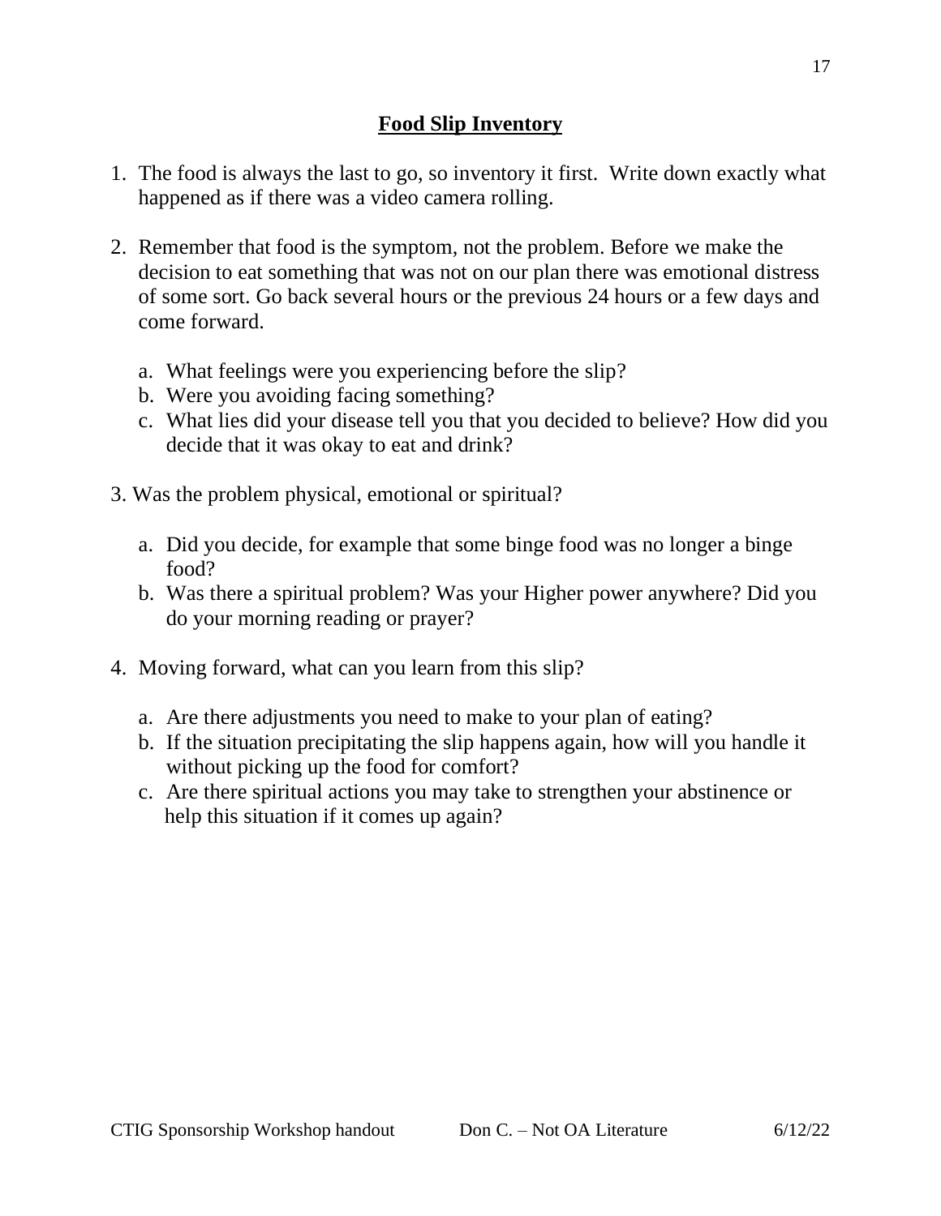# Food Slip Inventory

1. The food is always the last to go, so inventory it first. Write down exactly what happened as if there was a video camera rolling.

2. Remember that food is the symptom, not the problem. Before we make the decision to eat something that was not on our plan there was emotional distress of some sort. Go back several hours or the previous 24 hours or a few days and come forward.

   a. What feelings were you experiencing before the slip?
   b. Were you avoiding facing something?
   c. What lies did your disease tell you that you decided to believe? How did you decide that it was okay to eat and drink?

3. Was the problem physical, emotional or spiritual?

   a. Did you decide, for example that some binge food was no longer a binge food?
   b. Was there a spiritual problem? Was your Higher power anywhere? Did you do your morning reading or prayer?

4. Moving forward, what can you learn from this slip?

   a. Are there adjustments you need to make to your plan of eating?
   b. If the situation precipitating the slip happens again, how will you handle it without picking up the food for comfort?
   c. Are there spiritual actions you may take to strengthen your abstinence or help this situation if it comes up again?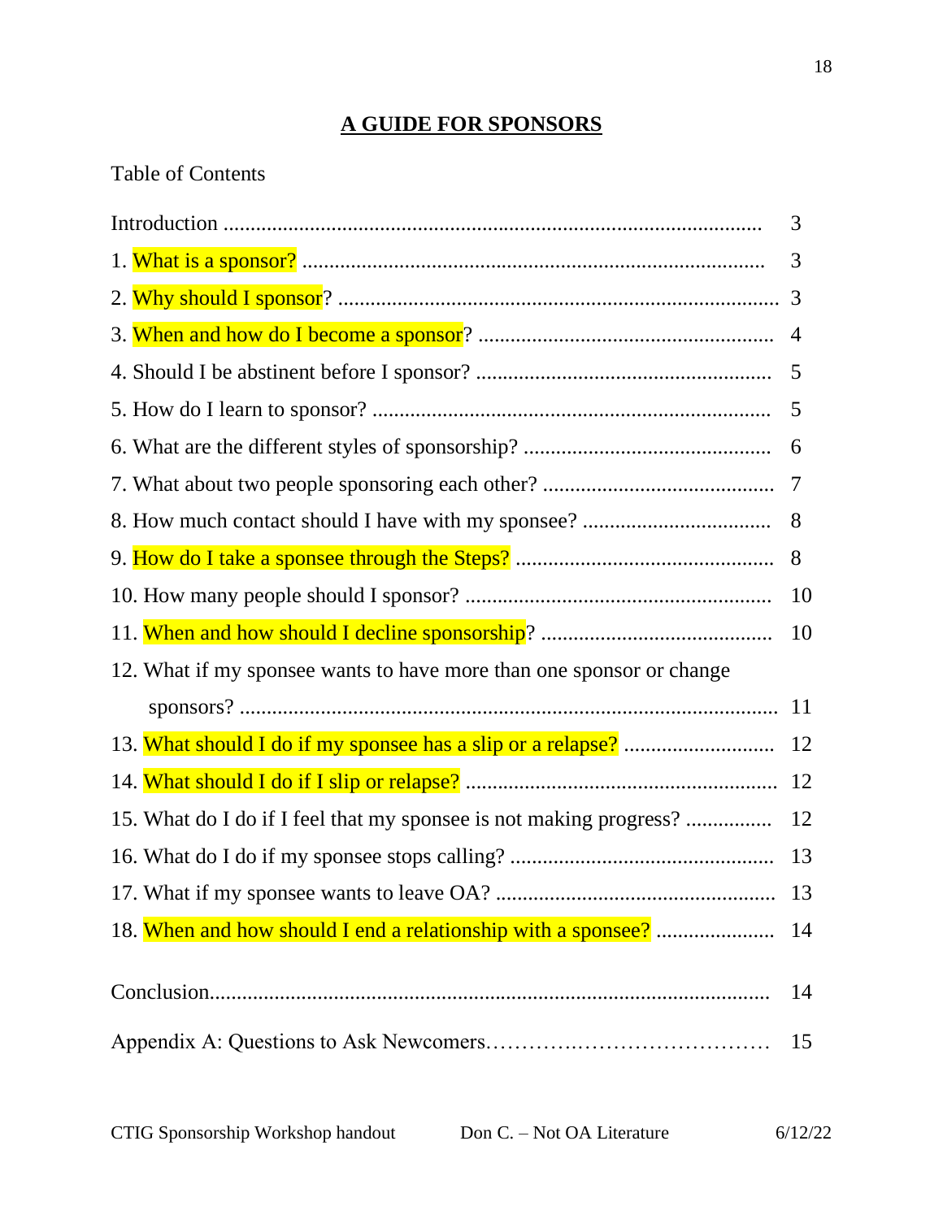# A GUIDE FOR SPONSORS

Table of Contents

| | |
|---|---|
| Introduction | 3 |
| 1. What is a sponsor? | 3 |
| 2. Why should I sponsor? | 3 |
| 3. When and how do I become a sponsor? | 4 |
| 4. Should I be abstinent before I sponsor? | 5 |
| 5. How do I learn to sponsor? | 5 |
| 6. What are the different styles of sponsorship? | 6 |
| 7. What about two people sponsoring each other? | 7 |
| 8. How much contact should I have with my sponsee? | 8 |
| 9. How do I take a sponsee through the Steps? | 8 |
| 10. How many people should I sponsor? | 10 |
| 11. When and how should I decline sponsorship? | 10 |
| 12. What if my sponsee wants to have more than one sponsor or change sponsors? | 11 |
| 13. What should I do if my sponsee has a slip or a relapse? | 12 |
| 14. What should I do if I slip or relapse? | 12 |
| 15. What do I do if I feel that my sponsee is not making progress? | 12 |
| 16. What do I do if my sponsee stops calling? | 13 |
| 17. What if my sponsee wants to leave OA? | 13 |
| 18. When and how should I end a relationship with a sponsee? | 14 |
| Conclusion | 14 |
| Appendix A: Questions to Ask Newcomers | 15 |

CTIG Sponsorship Workshop handout    Don C. – Not OA Literature    6/12/22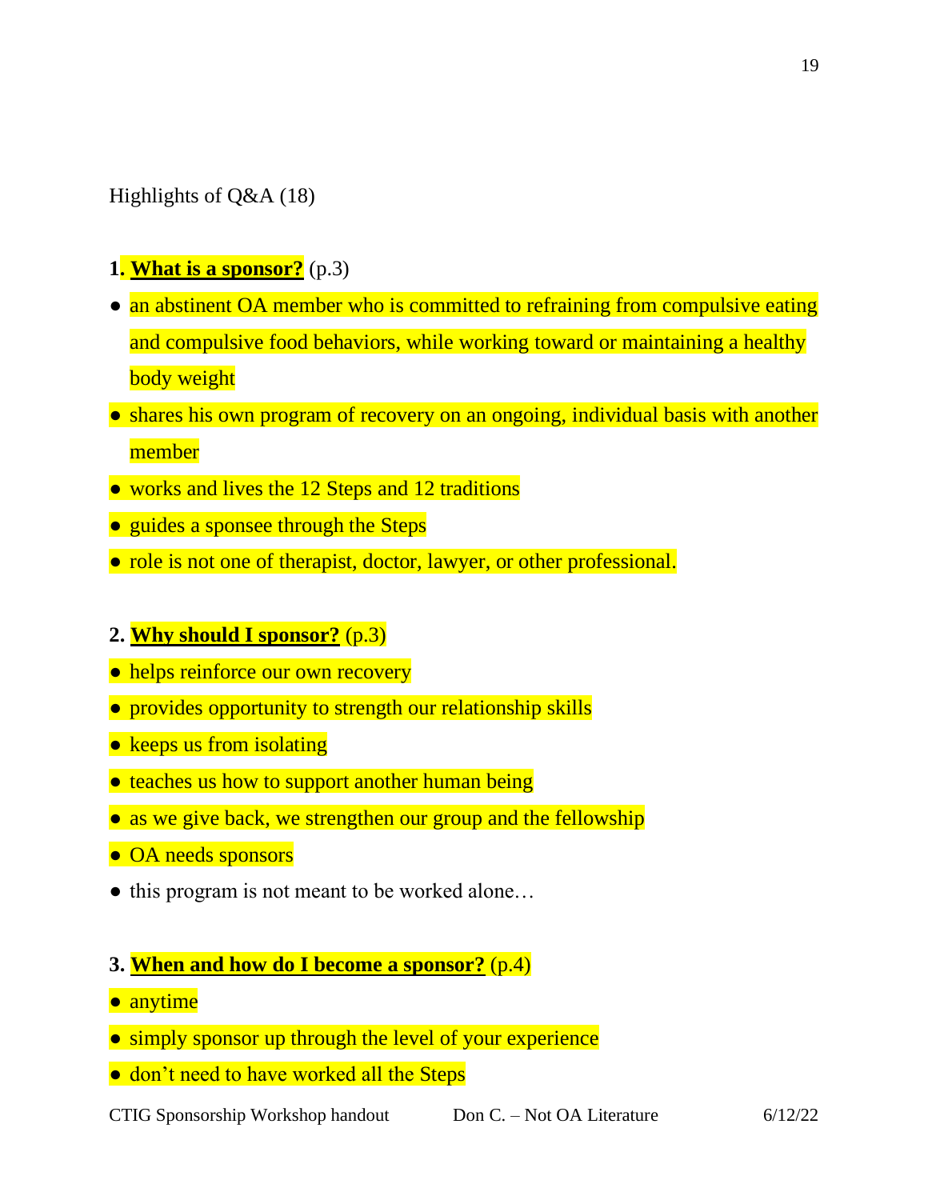Highlights of Q&A (18)

**1. <u>What is a sponsor?</u>** (p.3)

- an abstinent OA member who is committed to refraining from compulsive eating and compulsive food behaviors, while working toward or maintaining a healthy body weight
- shares his own program of recovery on an ongoing, individual basis with another member
- works and lives the 12 Steps and 12 traditions
- guides a sponsee through the Steps
- role is not one of therapist, doctor, lawyer, or other professional.

**2. <u>Why should I sponsor?</u>** (p.3)

- helps reinforce our own recovery
- provides opportunity to strength our relationship skills
- keeps us from isolating
- teaches us how to support another human being
- as we give back, we strengthen our group and the fellowship
- OA needs sponsors
- this program is not meant to be worked alone…

**3. <u>When and how do I become a sponsor?</u>** (p.4)

- anytime
- simply sponsor up through the level of your experience
- don't need to have worked all the Steps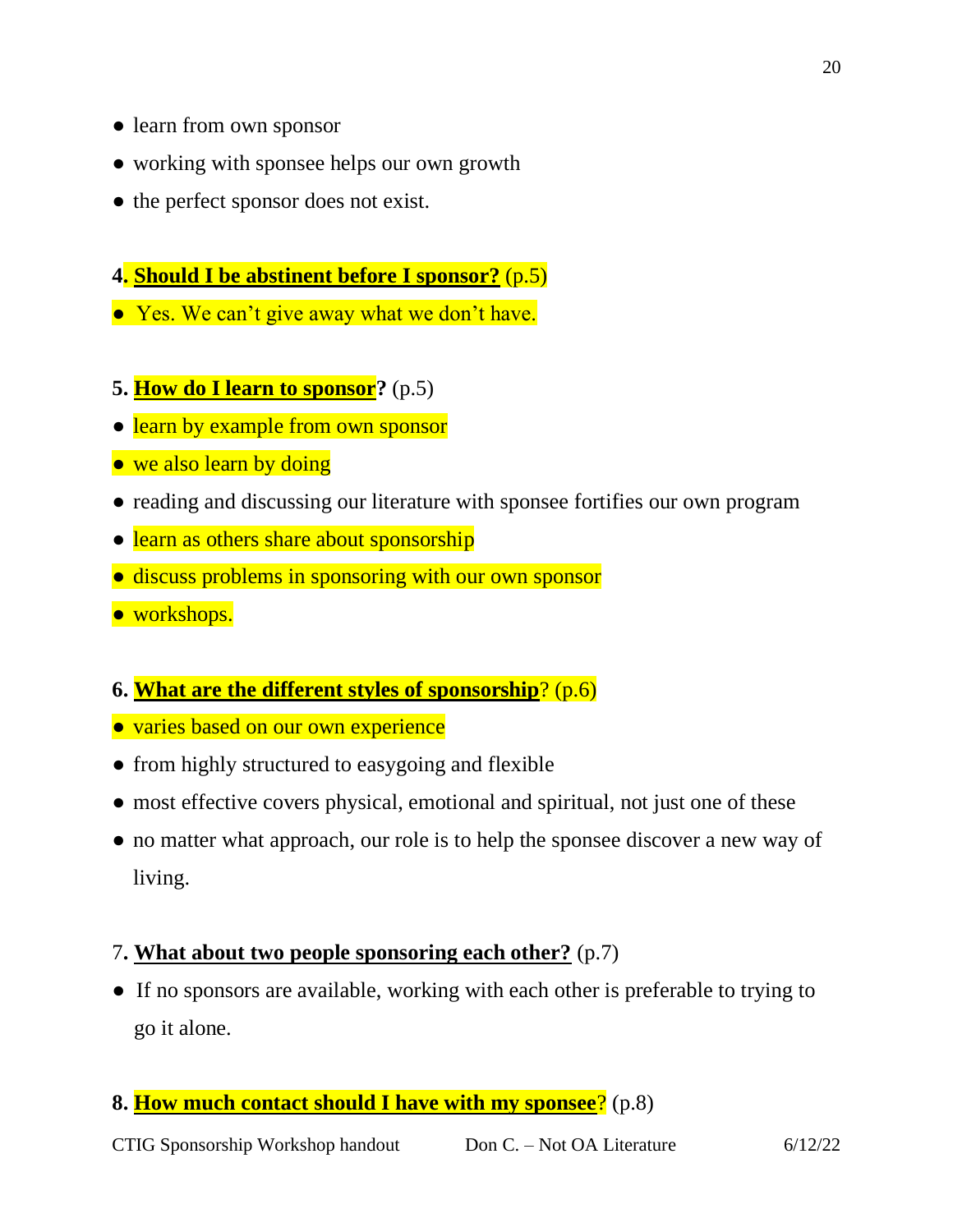- learn from own sponsor
- working with sponsee helps our own growth
- the perfect sponsor does not exist.

**4. Should I be abstinent before I sponsor?** (p.5)

- Yes. We can't give away what we don't have.

**5. How do I learn to sponsor?** (p.5)

- learn by example from own sponsor
- we also learn by doing
- reading and discussing our literature with sponsee fortifies our own program
- learn as others share about sponsorship
- discuss problems in sponsoring with our own sponsor
- workshops.

**6. What are the different styles of sponsorship?** (p.6)

- varies based on our own experience
- from highly structured to easygoing and flexible
- most effective covers physical, emotional and spiritual, not just one of these
- no matter what approach, our role is to help the sponsee discover a new way of living.

7. **What about two people sponsoring each other?** (p.7)

- If no sponsors are available, working with each other is preferable to trying to go it alone.

**8. How much contact should I have with my sponsee?** (p.8)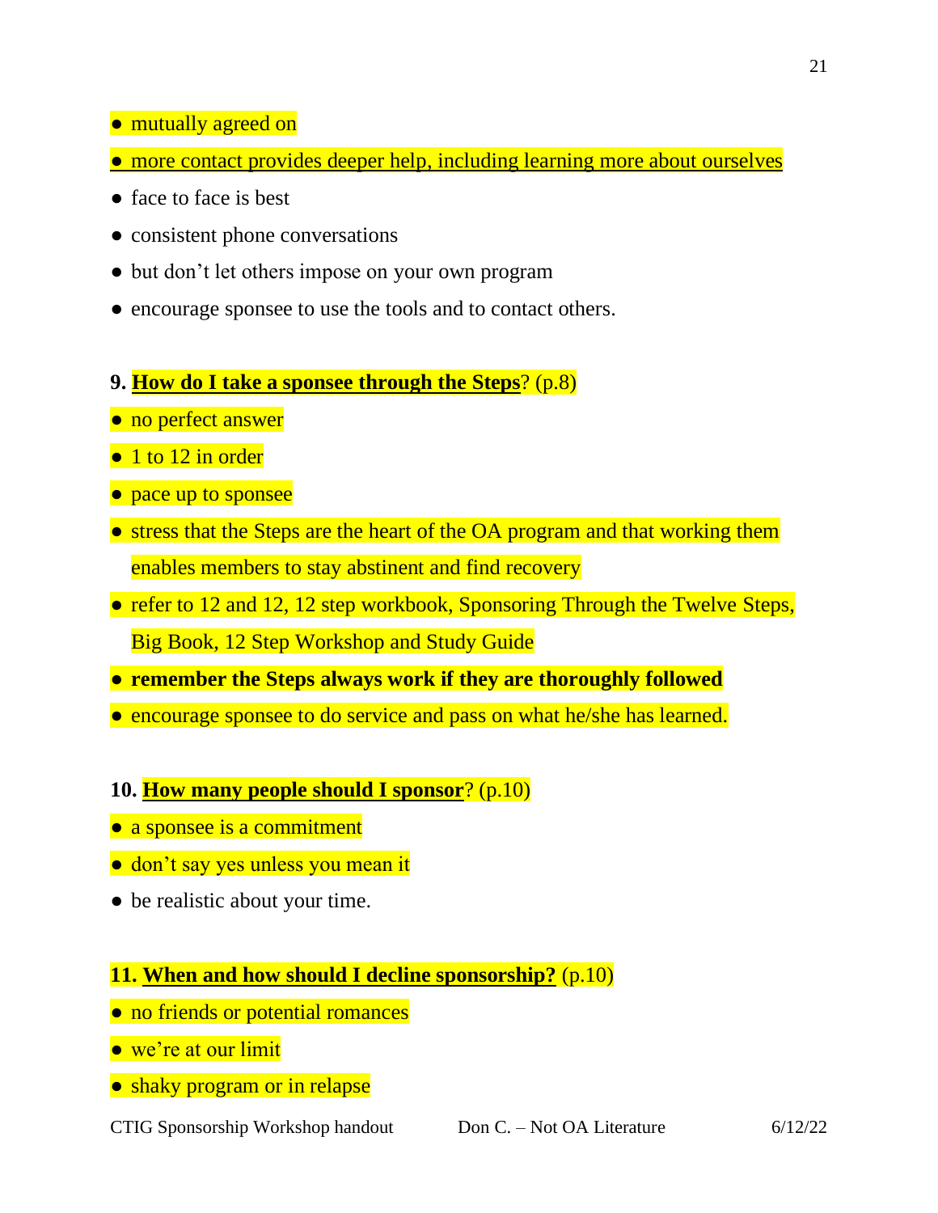- mutually agreed on
- more contact provides deeper help, including learning more about ourselves
- face to face is best
- consistent phone conversations
- but don't let others impose on your own program
- encourage sponsee to use the tools and to contact others.

**9. How do I take a sponsee through the Steps?** (p.8)

- no perfect answer
- 1 to 12 in order
- pace up to sponsee
- stress that the Steps are the heart of the OA program and that working them enables members to stay abstinent and find recovery
- refer to 12 and 12, 12 step workbook, Sponsoring Through the Twelve Steps, Big Book, 12 Step Workshop and Study Guide
- **remember the Steps always work if they are thoroughly followed**
- encourage sponsee to do service and pass on what he/she has learned.

**10. How many people should I sponsor?** (p.10)

- a sponsee is a commitment
- don't say yes unless you mean it
- be realistic about your time.

**11. When and how should I decline sponsorship?** (p.10)

- no friends or potential romances
- we're at our limit
- shaky program or in relapse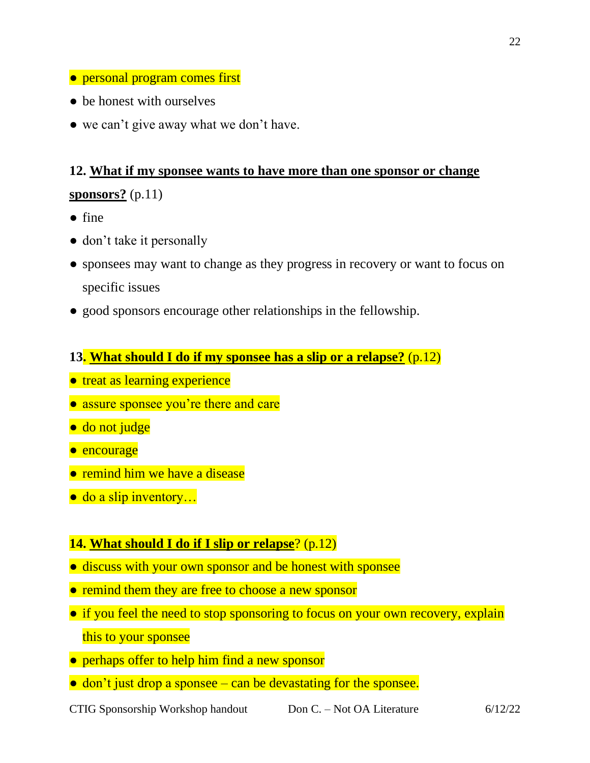- personal program comes first
- be honest with ourselves
- we can't give away what we don't have.

**12. <u>What if my sponsee wants to have more than one sponsor or change sponsors?</u>** (p.11)

- fine
- don't take it personally
- sponsees may want to change as they progress in recovery or want to focus on specific issues
- good sponsors encourage other relationships in the fellowship.

**13. <u>What should I do if my sponsee has a slip or a relapse?</u>** (p.12)

- treat as learning experience
- assure sponsee you're there and care
- do not judge
- encourage
- remind him we have a disease
- do a slip inventory…

**14. <u>What should I do if I slip or relapse</u>**? (p.12)

- discuss with your own sponsor and be honest with sponsee
- remind them they are free to choose a new sponsor
- if you feel the need to stop sponsoring to focus on your own recovery, explain this to your sponsee
- perhaps offer to help him find a new sponsor
- don't just drop a sponsee – can be devastating for the sponsee.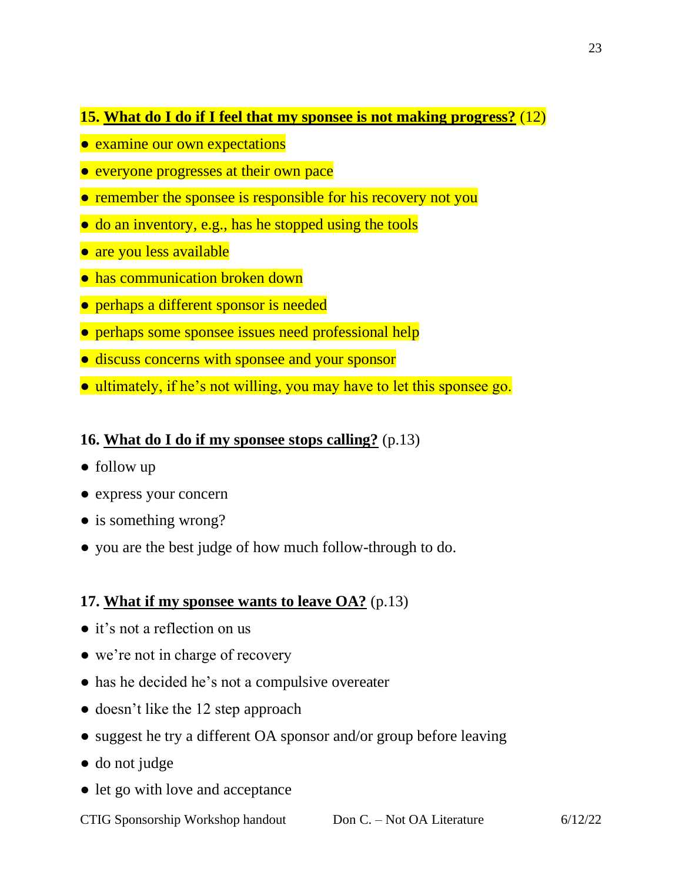**15. <u>What do I do if I feel that my sponsee is not making progress?</u>** (12)

- examine our own expectations
- everyone progresses at their own pace
- remember the sponsee is responsible for his recovery not you
- do an inventory, e.g., has he stopped using the tools
- are you less available
- has communication broken down
- perhaps a different sponsor is needed
- perhaps some sponsee issues need professional help
- discuss concerns with sponsee and your sponsor
- ultimately, if he's not willing, you may have to let this sponsee go.

**16. <u>What do I do if my sponsee stops calling?</u>** (p.13)

- follow up
- express your concern
- is something wrong?
- you are the best judge of how much follow-through to do.

**17. <u>What if my sponsee wants to leave OA?</u>** (p.13)

- it's not a reflection on us
- we're not in charge of recovery
- has he decided he's not a compulsive overeater
- doesn't like the 12 step approach
- suggest he try a different OA sponsor and/or group before leaving
- do not judge
- let go with love and acceptance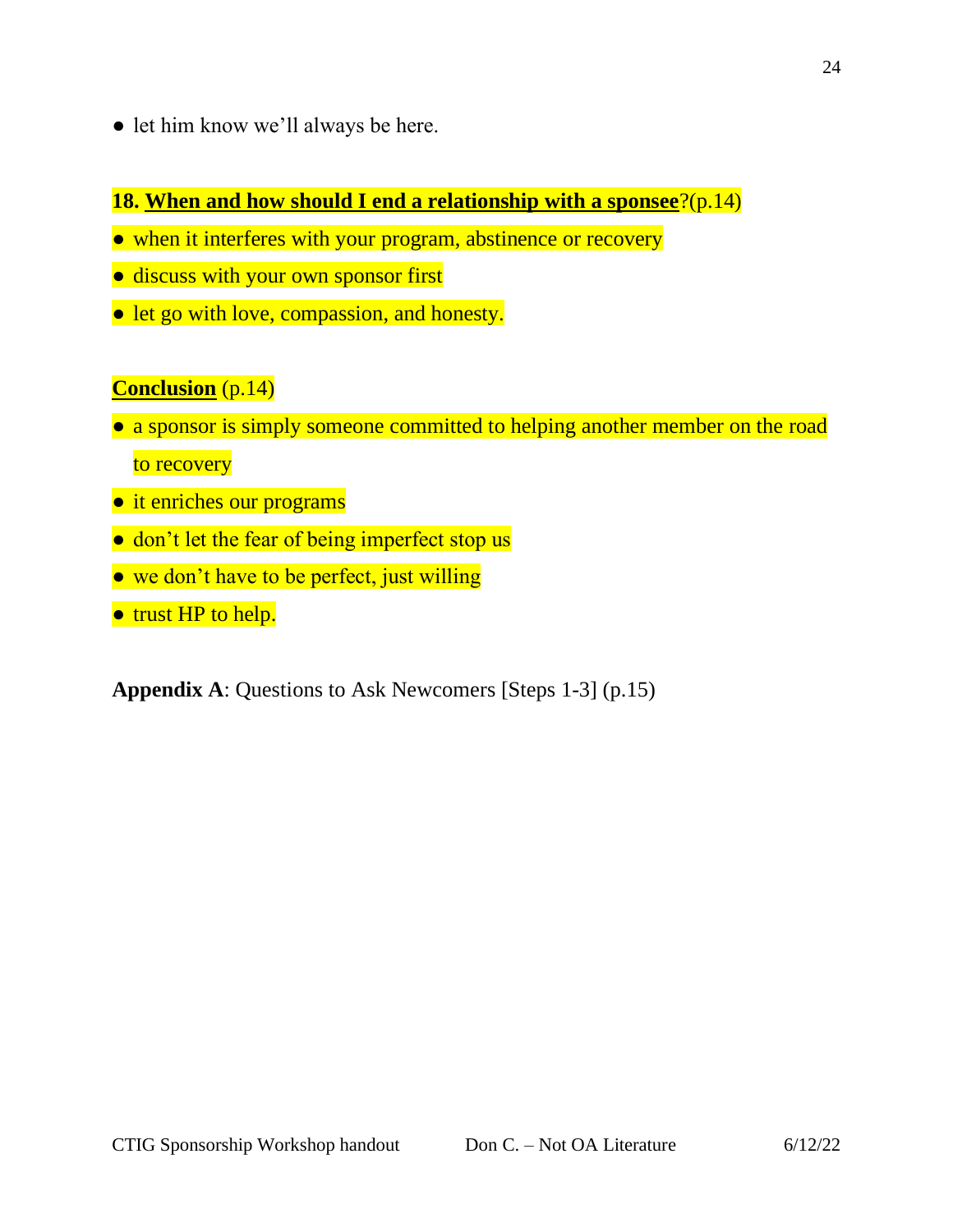- let him know we'll always be here.

**18. <u>When and how should I end a relationship with a sponsee</u>**?(p.14)

- when it interferes with your program, abstinence or recovery
- discuss with your own sponsor first
- let go with love, compassion, and honesty.

**<u>Conclusion</u>** (p.14)

- a sponsor is simply someone committed to helping another member on the road to recovery
- it enriches our programs
- don't let the fear of being imperfect stop us
- we don't have to be perfect, just willing
- trust HP to help.

**Appendix A**: Questions to Ask Newcomers [Steps 1-3] (p.15)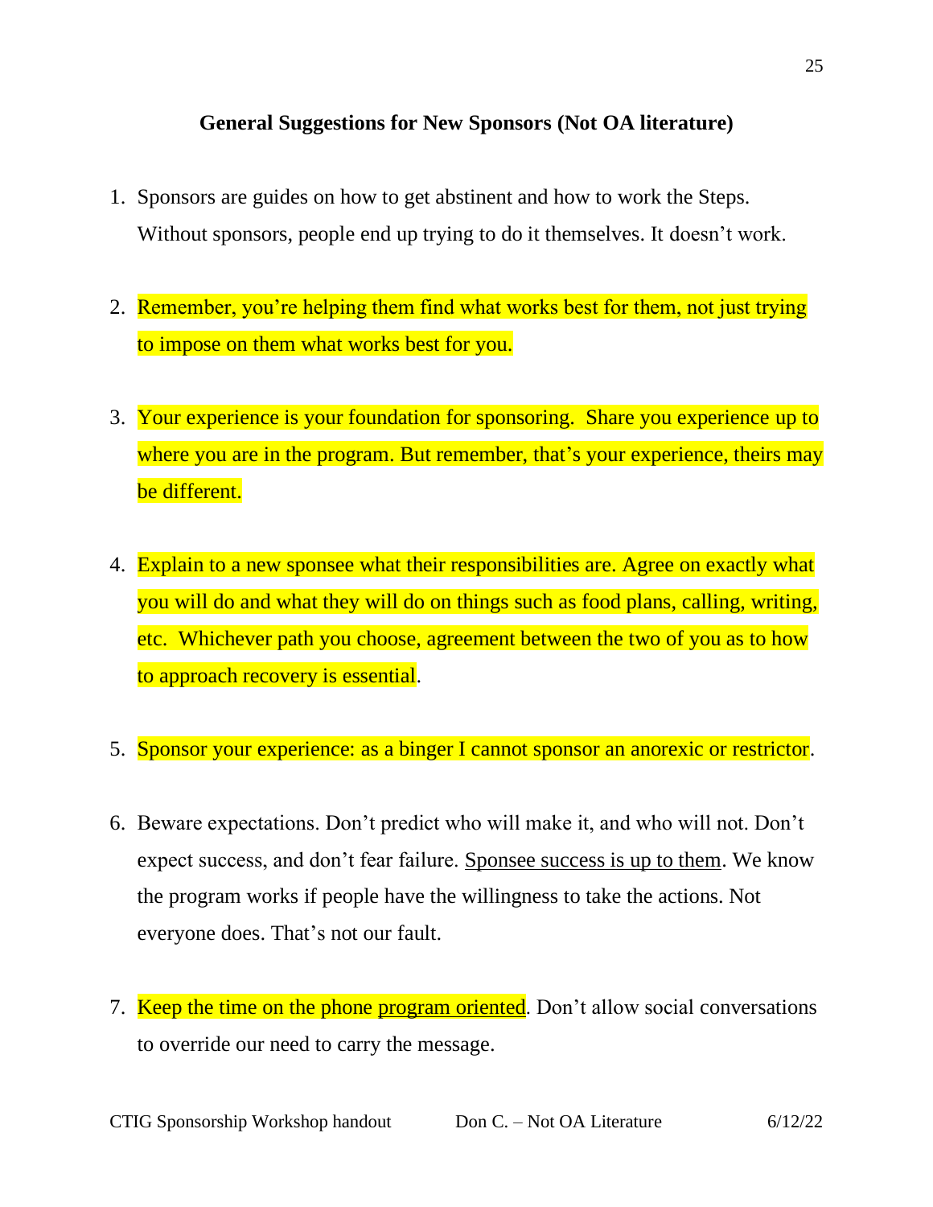**General Suggestions for New Sponsors (Not OA literature)**

1. Sponsors are guides on how to get abstinent and how to work the Steps. Without sponsors, people end up trying to do it themselves. It doesn't work.

2. Remember, you're helping them find what works best for them, not just trying to impose on them what works best for you.

3. Your experience is your foundation for sponsoring. Share you experience up to where you are in the program. But remember, that's your experience, theirs may be different.

4. Explain to a new sponsee what their responsibilities are. Agree on exactly what you will do and what they will do on things such as food plans, calling, writing, etc. Whichever path you choose, agreement between the two of you as to how to approach recovery is essential.

5. Sponsor your experience: as a binger I cannot sponsor an anorexic or restrictor.

6. Beware expectations. Don't predict who will make it, and who will not. Don't expect success, and don't fear failure. <u>Sponsee success is up to them</u>. We know the program works if people have the willingness to take the actions. Not everyone does. That's not our fault.

7. Keep the time on the phone <u>program oriented</u>. Don't allow social conversations to override our need to carry the message.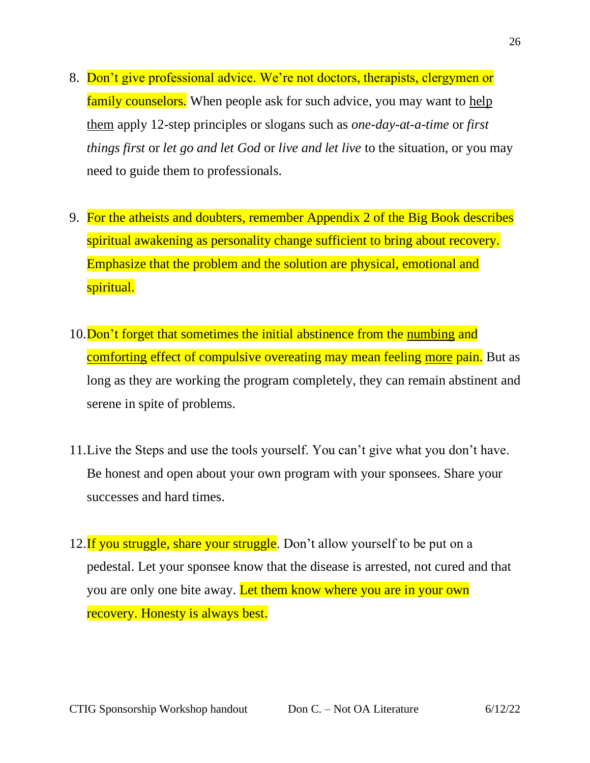8. Don't give professional advice. We're not doctors, therapists, clergymen or family counselors. When people ask for such advice, you may want to <u>help them</u> apply 12-step principles or slogans such as *one-day-at-a-time* or *first things first* or *let go and let God* or *live and let live* to the situation, or you may need to guide them to professionals.

9. For the atheists and doubters, remember Appendix 2 of the Big Book describes spiritual awakening as personality change sufficient to bring about recovery. Emphasize that the problem and the solution are physical, emotional and spiritual.

10. Don't forget that sometimes the initial abstinence from the <u>numbing</u> and <u>comforting</u> effect of compulsive overeating may mean feeling <u>more</u> pain. But as long as they are working the program completely, they can remain abstinent and serene in spite of problems.

11. Live the Steps and use the tools yourself. You can't give what you don't have. Be honest and open about your own program with your sponsees. Share your successes and hard times.

12. If you struggle, share your struggle. Don't allow yourself to be put on a pedestal. Let your sponsee know that the disease is arrested, not cured and that you are only one bite away. Let them know where you are in your own recovery. Honesty is always best.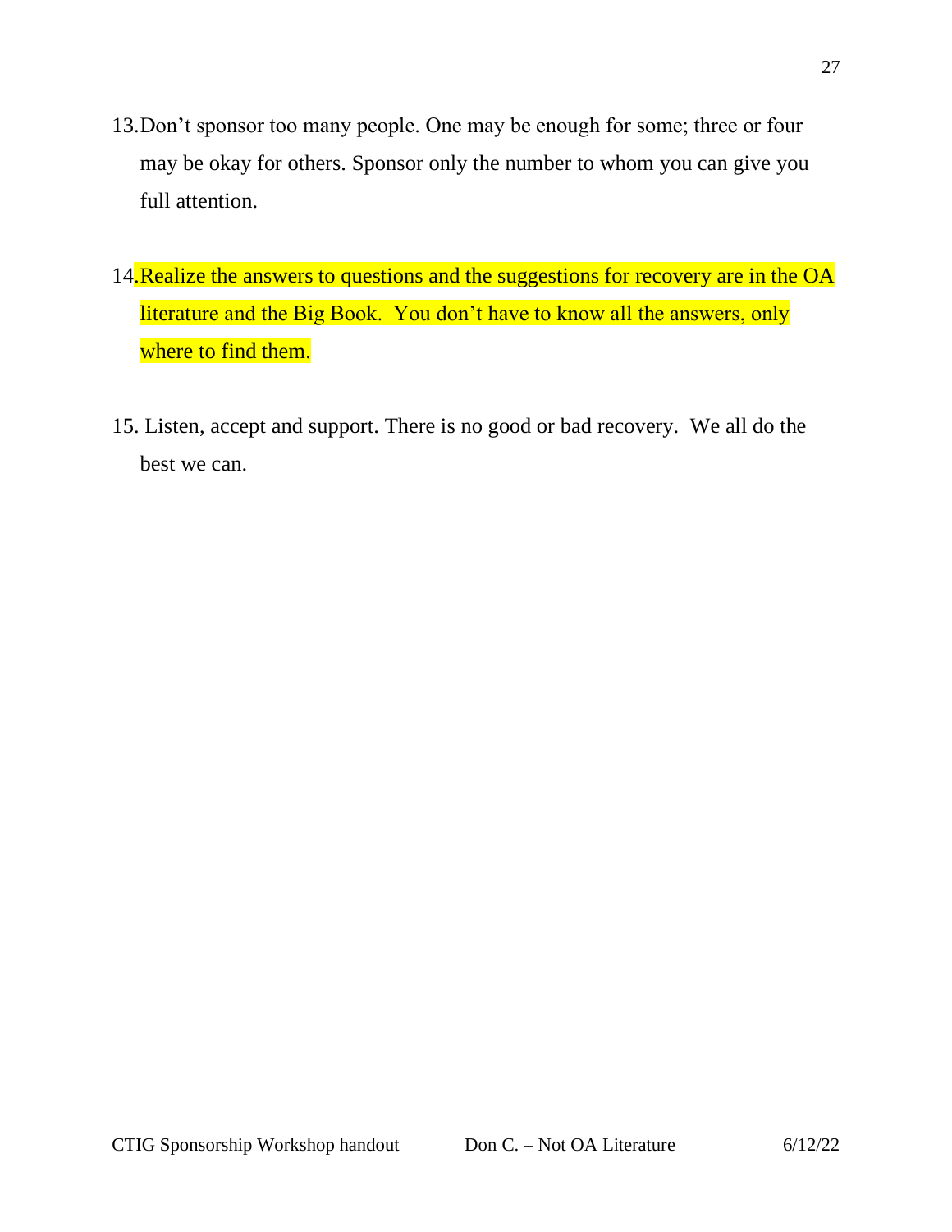13. Don't sponsor too many people. One may be enough for some; three or four may be okay for others. Sponsor only the number to whom you can give you full attention.

14. Realize the answers to questions and the suggestions for recovery are in the OA literature and the Big Book. You don't have to know all the answers, only where to find them.

15. Listen, accept and support. There is no good or bad recovery. We all do the best we can.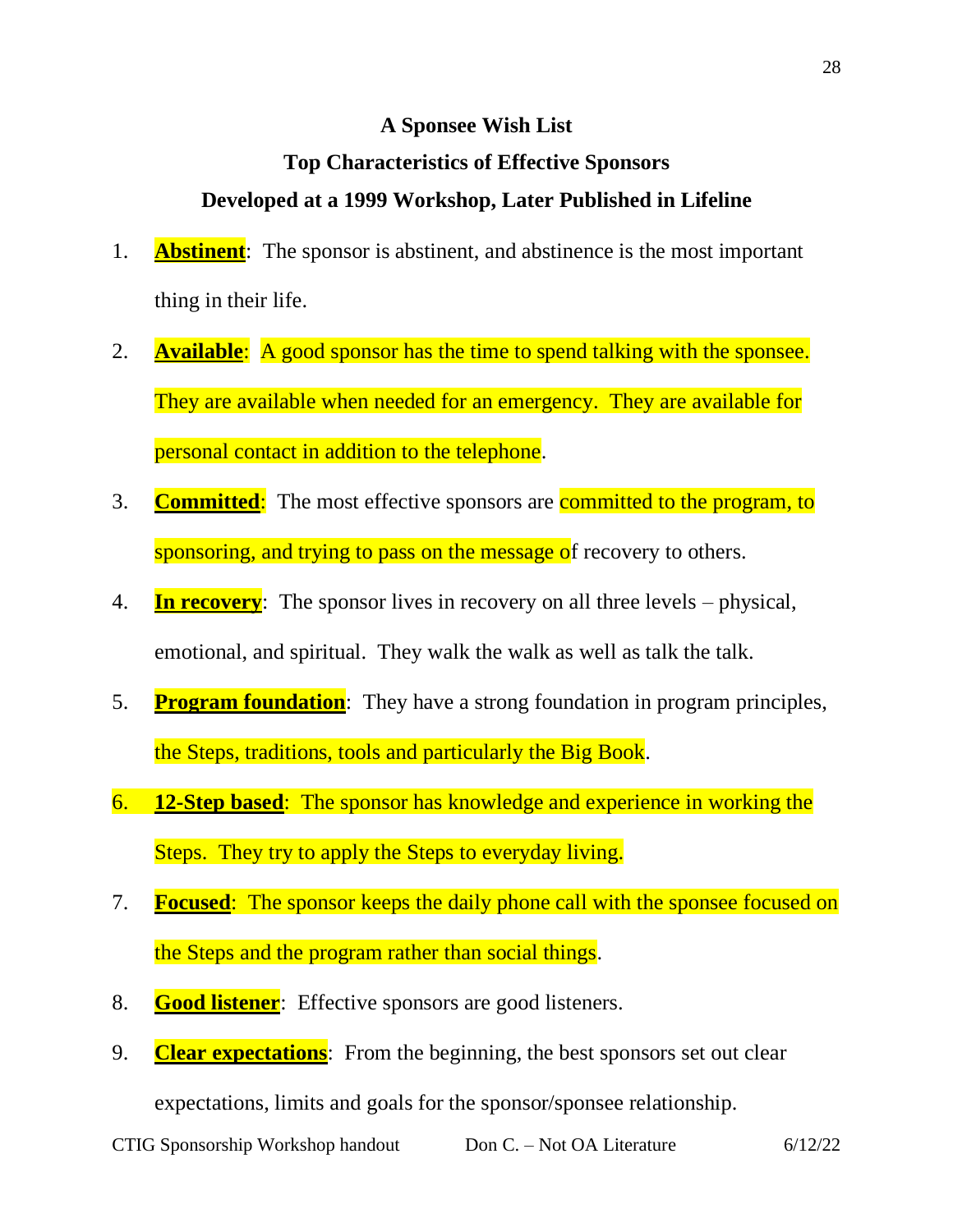### A Sponsee Wish List

### Top Characteristics of Effective Sponsors

### Developed at a 1999 Workshop, Later Published in Lifeline

1. **Abstinent**: The sponsor is abstinent, and abstinence is the most important thing in their life.
2. **Available**: A good sponsor has the time to spend talking with the sponsee. They are available when needed for an emergency. They are available for personal contact in addition to the telephone.
3. **Committed**: The most effective sponsors are committed to the program, to sponsoring, and trying to pass on the message of recovery to others.
4. **In recovery**: The sponsor lives in recovery on all three levels – physical, emotional, and spiritual. They walk the walk as well as talk the talk.
5. **Program foundation**: They have a strong foundation in program principles, the Steps, traditions, tools and particularly the Big Book.
6. **12-Step based**: The sponsor has knowledge and experience in working the Steps. They try to apply the Steps to everyday living.
7. **Focused**: The sponsor keeps the daily phone call with the sponsee focused on the Steps and the program rather than social things.
8. **Good listener**: Effective sponsors are good listeners.
9. **Clear expectations**: From the beginning, the best sponsors set out clear expectations, limits and goals for the sponsor/sponsee relationship.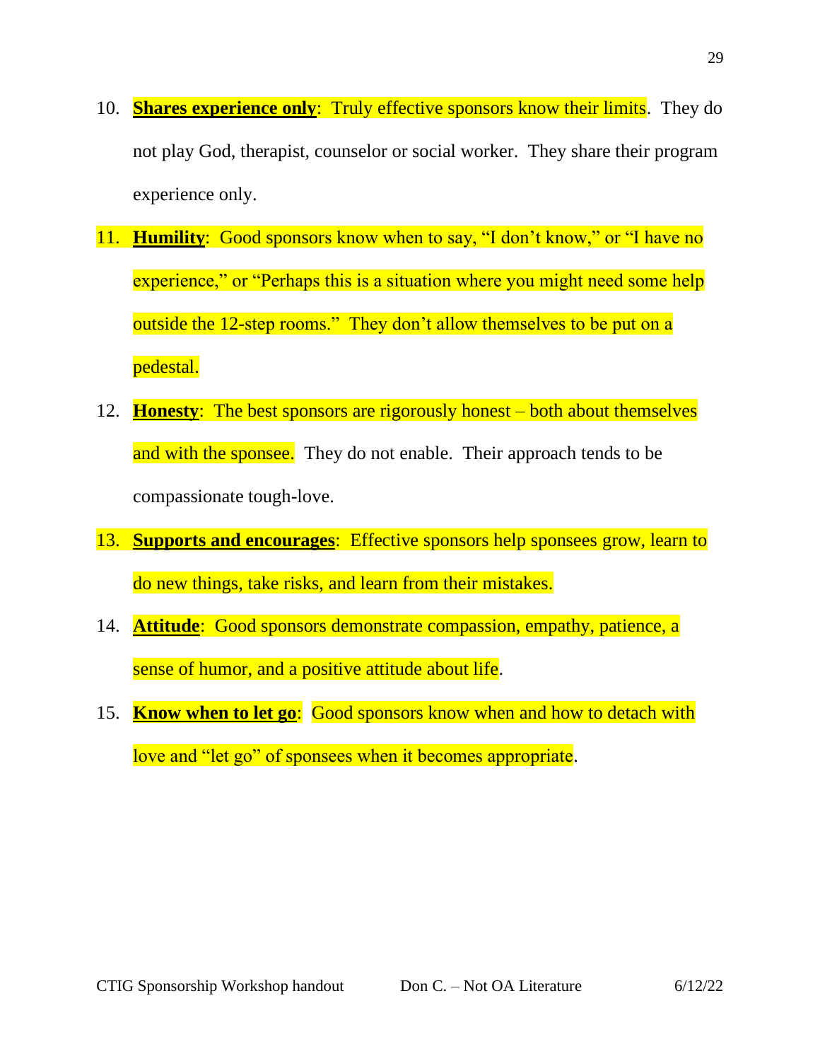10. **Shares experience only**: Truly effective sponsors know their limits. They do not play God, therapist, counselor or social worker. They share their program experience only.

11. **Humility**: Good sponsors know when to say, "I don't know," or "I have no experience," or "Perhaps this is a situation where you might need some help outside the 12-step rooms." They don't allow themselves to be put on a pedestal.

12. **Honesty**: The best sponsors are rigorously honest – both about themselves and with the sponsee. They do not enable. Their approach tends to be compassionate tough-love.

13. **Supports and encourages**: Effective sponsors help sponsees grow, learn to do new things, take risks, and learn from their mistakes.

14. **Attitude**: Good sponsors demonstrate compassion, empathy, patience, a sense of humor, and a positive attitude about life.

15. **Know when to let go**: Good sponsors know when and how to detach with love and "let go" of sponsees when it becomes appropriate.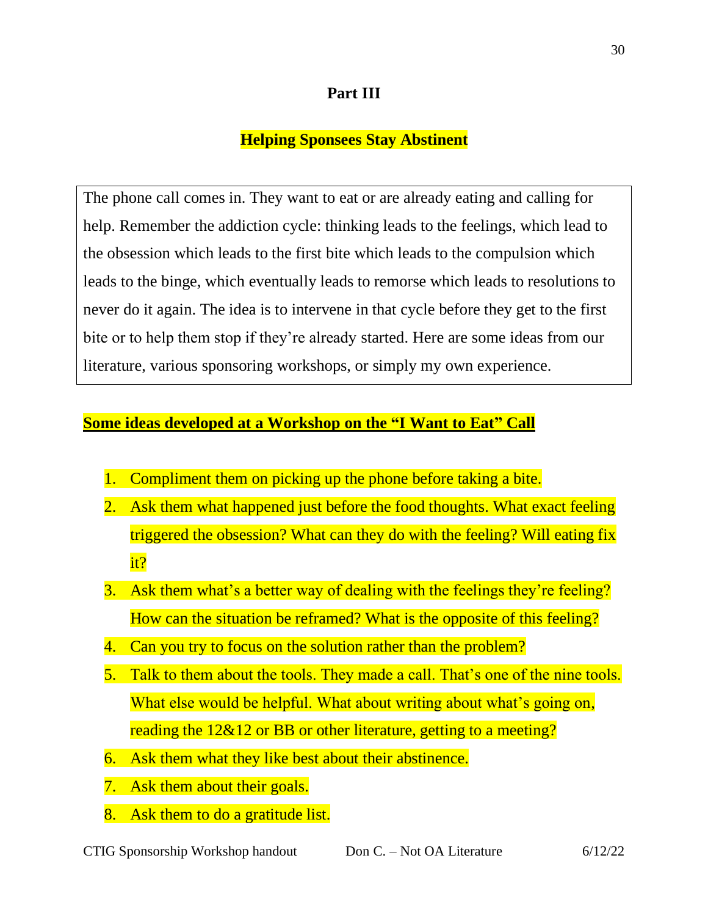## Part III

## Helping Sponsees Stay Abstinent

The phone call comes in. They want to eat or are already eating and calling for help. Remember the addiction cycle: thinking leads to the feelings, which lead to the obsession which leads to the first bite which leads to the compulsion which leads to the binge, which eventually leads to remorse which leads to resolutions to never do it again. The idea is to intervene in that cycle before they get to the first bite or to help them stop if they're already started. Here are some ideas from our literature, various sponsoring workshops, or simply my own experience.

### Some ideas developed at a Workshop on the "I Want to Eat" Call

1. Compliment them on picking up the phone before taking a bite.
2. Ask them what happened just before the food thoughts. What exact feeling triggered the obsession? What can they do with the feeling? Will eating fix it?
3. Ask them what's a better way of dealing with the feelings they're feeling? How can the situation be reframed? What is the opposite of this feeling?
4. Can you try to focus on the solution rather than the problem?
5. Talk to them about the tools. They made a call. That's one of the nine tools. What else would be helpful. What about writing about what's going on, reading the 12&12 or BB or other literature, getting to a meeting?
6. Ask them what they like best about their abstinence.
7. Ask them about their goals.
8. Ask them to do a gratitude list.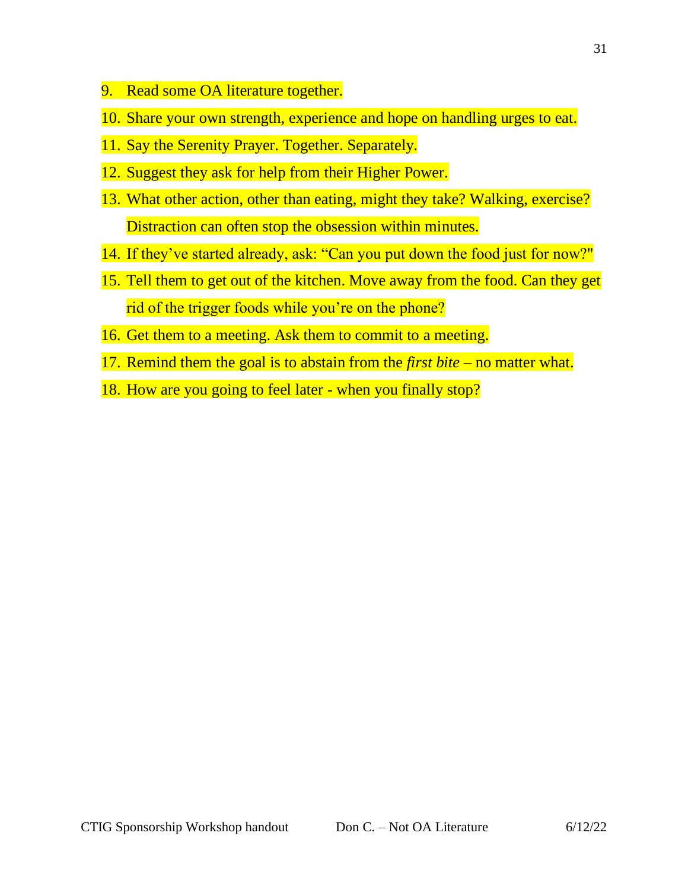9. Read some OA literature together.
10. Share your own strength, experience and hope on handling urges to eat.
11. Say the Serenity Prayer. Together. Separately.
12. Suggest they ask for help from their Higher Power.
13. What other action, other than eating, might they take? Walking, exercise? Distraction can often stop the obsession within minutes.
14. If they've started already, ask: "Can you put down the food just for now?"
15. Tell them to get out of the kitchen. Move away from the food. Can they get rid of the trigger foods while you're on the phone?
16. Get them to a meeting. Ask them to commit to a meeting.
17. Remind them the goal is to abstain from the *first bite* – no matter what.
18. How are you going to feel later - when you finally stop?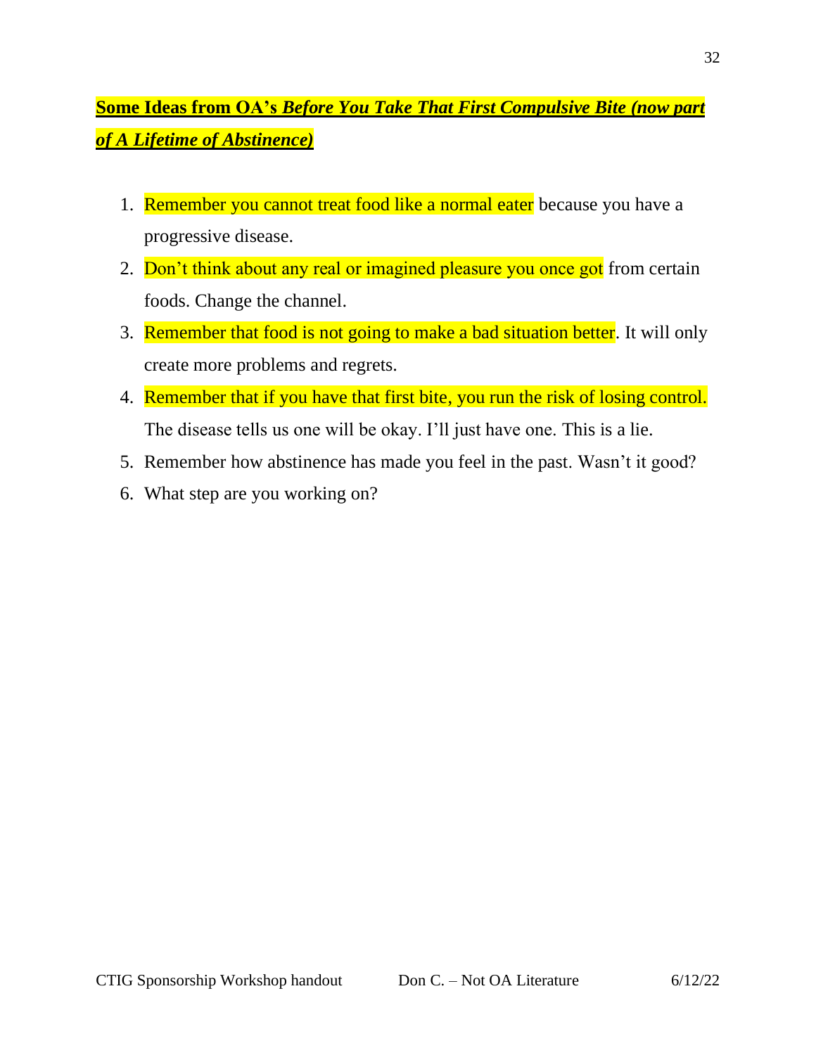**Some Ideas from OA's *Before You Take That First Compulsive Bite (now part of A Lifetime of Abstinence)***

1. Remember you cannot treat food like a normal eater because you have a progressive disease.
2. Don't think about any real or imagined pleasure you once got from certain foods. Change the channel.
3. Remember that food is not going to make a bad situation better. It will only create more problems and regrets.
4. Remember that if you have that first bite, you run the risk of losing control. The disease tells us one will be okay. I'll just have one. This is a lie.
5. Remember how abstinence has made you feel in the past. Wasn't it good?
6. What step are you working on?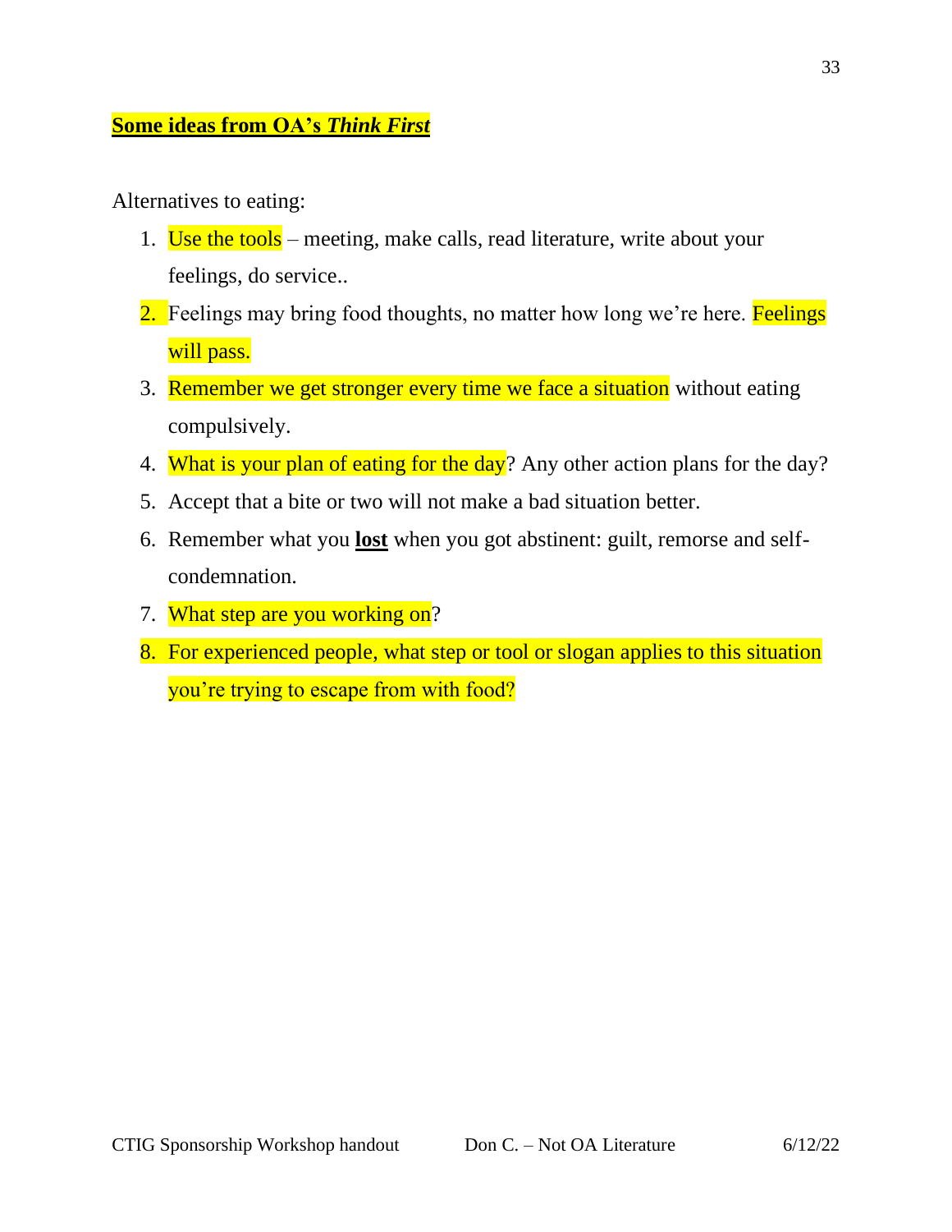**Some ideas from OA's *Think First***

Alternatives to eating:

1. Use the tools – meeting, make calls, read literature, write about your feelings, do service..
2. Feelings may bring food thoughts, no matter how long we're here. Feelings will pass.
3. Remember we get stronger every time we face a situation without eating compulsively.
4. What is your plan of eating for the day? Any other action plans for the day?
5. Accept that a bite or two will not make a bad situation better.
6. Remember what you **lost** when you got abstinent: guilt, remorse and self-condemnation.
7. What step are you working on?
8. For experienced people, what step or tool or slogan applies to this situation you're trying to escape from with food?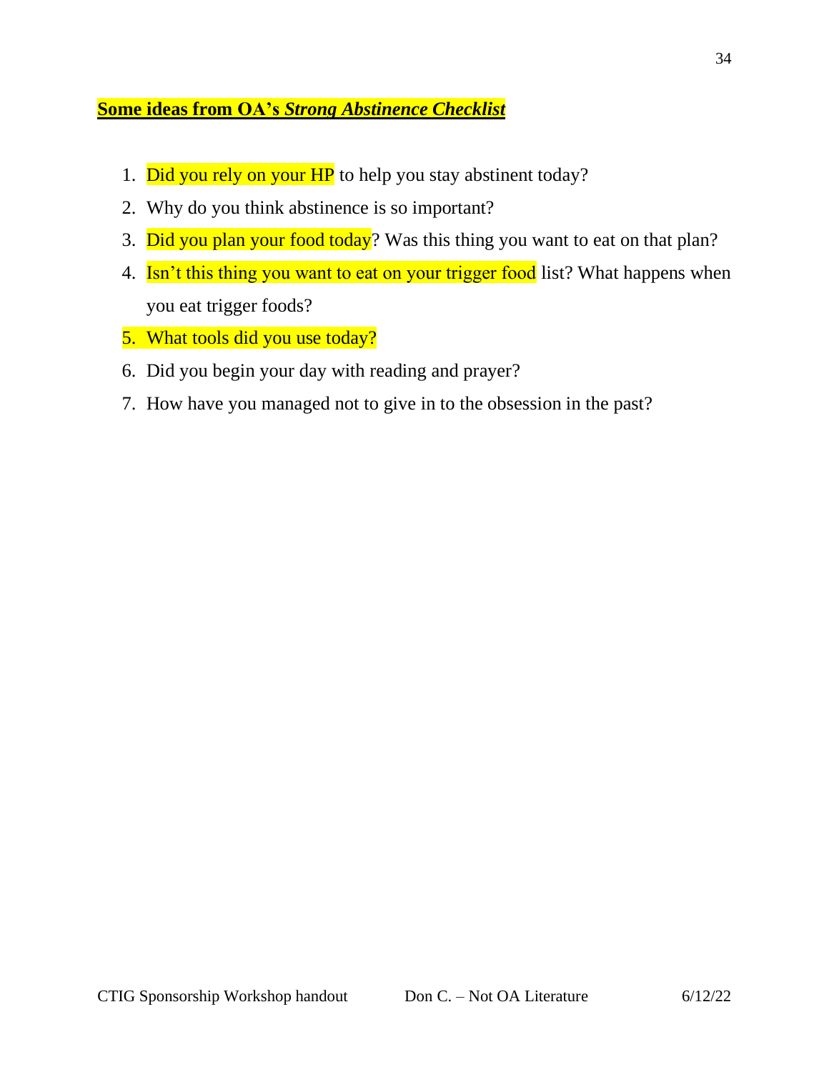**Some ideas from OA's *Strong Abstinence Checklist***

1. Did you rely on your HP to help you stay abstinent today?
2. Why do you think abstinence is so important?
3. Did you plan your food today? Was this thing you want to eat on that plan?
4. Isn't this thing you want to eat on your trigger food list? What happens when you eat trigger foods?
5. What tools did you use today?
6. Did you begin your day with reading and prayer?
7. How have you managed not to give in to the obsession in the past?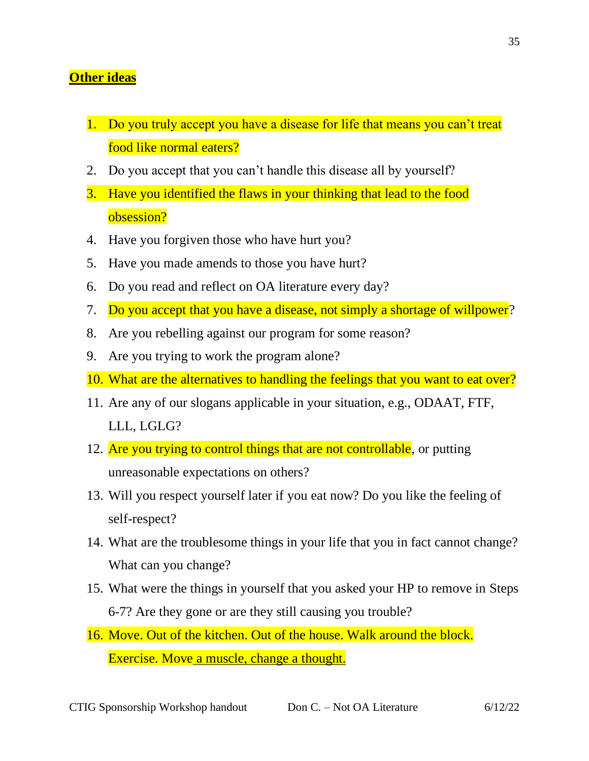**Other ideas**

1. Do you truly accept you have a disease for life that means you can't treat food like normal eaters?
2. Do you accept that you can't handle this disease all by yourself?
3. Have you identified the flaws in your thinking that lead to the food obsession?
4. Have you forgiven those who have hurt you?
5. Have you made amends to those you have hurt?
6. Do you read and reflect on OA literature every day?
7. Do you accept that you have a disease, not simply a shortage of willpower?
8. Are you rebelling against our program for some reason?
9. Are you trying to work the program alone?
10. What are the alternatives to handling the feelings that you want to eat over?
11. Are any of our slogans applicable in your situation, e.g., ODAAT, FTF, LLL, LGLG?
12. Are you trying to control things that are not controllable, or putting unreasonable expectations on others?
13. Will you respect yourself later if you eat now? Do you like the feeling of self-respect?
14. What are the troublesome things in your life that you in fact cannot change? What can you change?
15. What were the things in yourself that you asked your HP to remove in Steps 6-7? Are they gone or are they still causing you trouble?
16. Move. Out of the kitchen. Out of the house. Walk around the block. Exercise. Move a muscle, change a thought.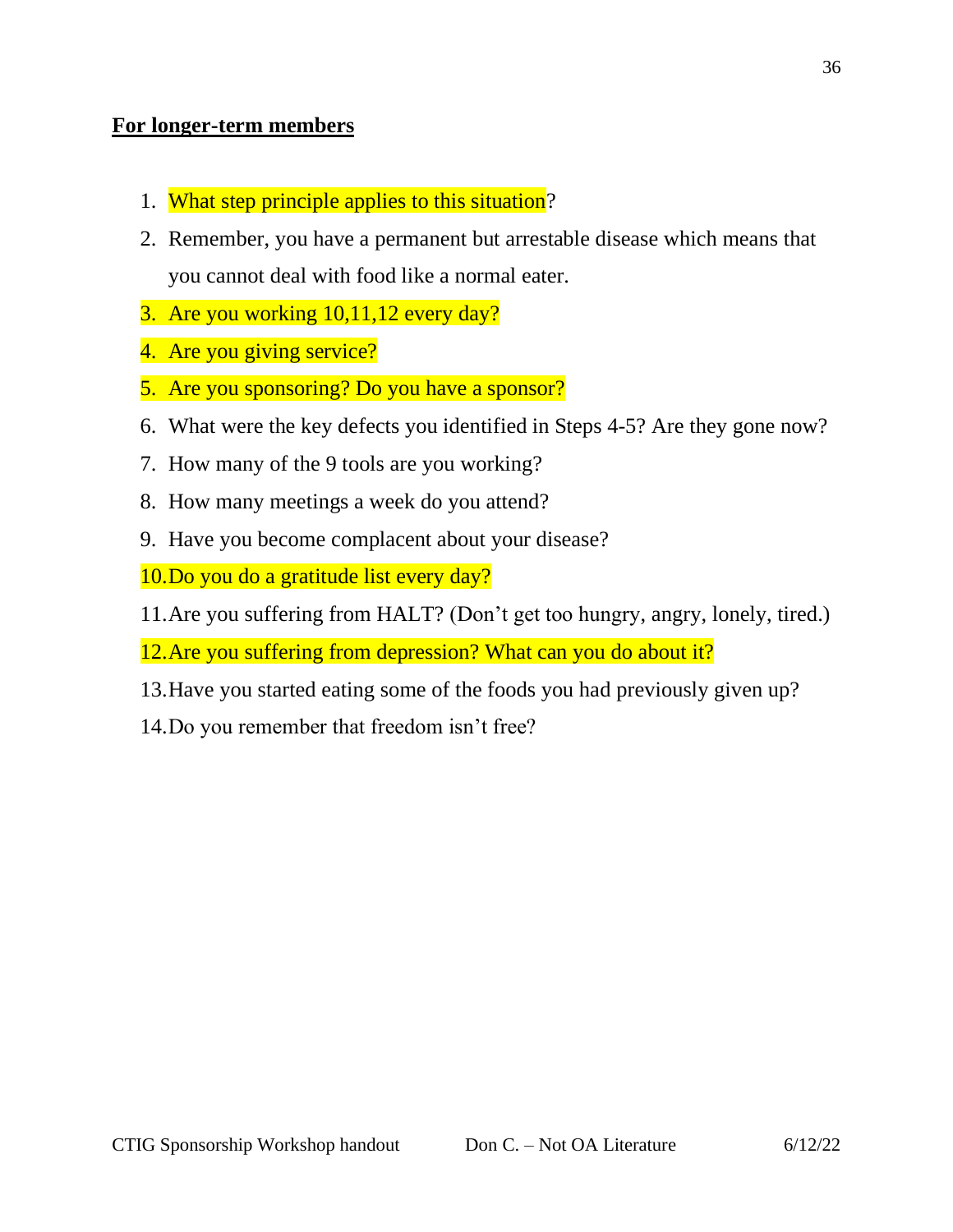**<u>For longer-term members</u>**

1. What step principle applies to this situation?
2. Remember, you have a permanent but arrestable disease which means that you cannot deal with food like a normal eater.
3. Are you working 10,11,12 every day?
4. Are you giving service?
5. Are you sponsoring? Do you have a sponsor?
6. What were the key defects you identified in Steps 4-5? Are they gone now?
7. How many of the 9 tools are you working?
8. How many meetings a week do you attend?
9. Have you become complacent about your disease?
10. Do you do a gratitude list every day?
11. Are you suffering from HALT? (Don't get too hungry, angry, lonely, tired.)
12. Are you suffering from depression? What can you do about it?
13. Have you started eating some of the foods you had previously given up?
14. Do you remember that freedom isn't free?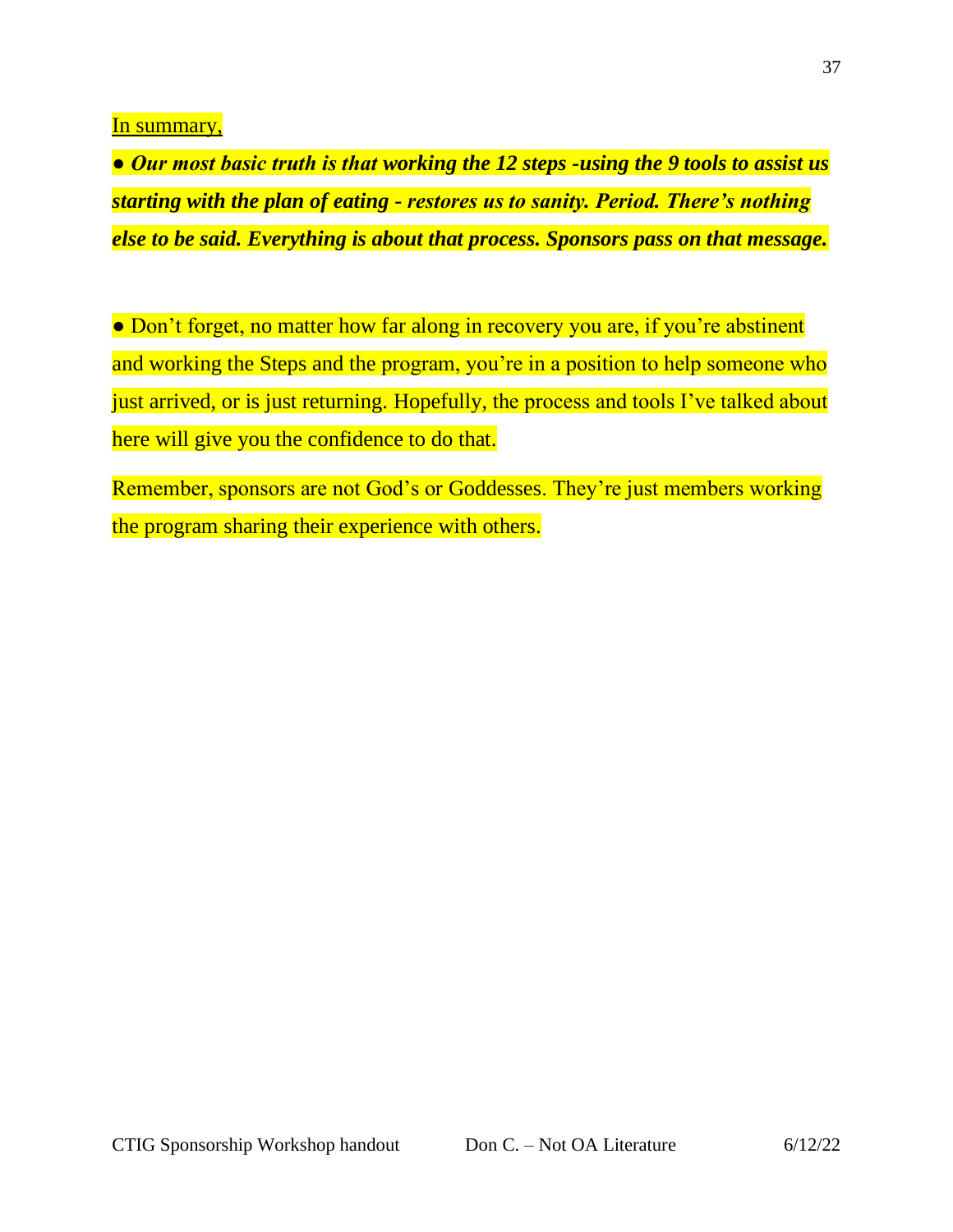In summary,

● ***Our most basic truth is that working the 12 steps -using the 9 tools to assist us starting with the plan of eating - restores us to sanity. Period. There's nothing else to be said. Everything is about that process. Sponsors pass on that message.***

● Don't forget, no matter how far along in recovery you are, if you're abstinent and working the Steps and the program, you're in a position to help someone who just arrived, or is just returning. Hopefully, the process and tools I've talked about here will give you the confidence to do that.

Remember, sponsors are not God's or Goddesses. They're just members working the program sharing their experience with others.